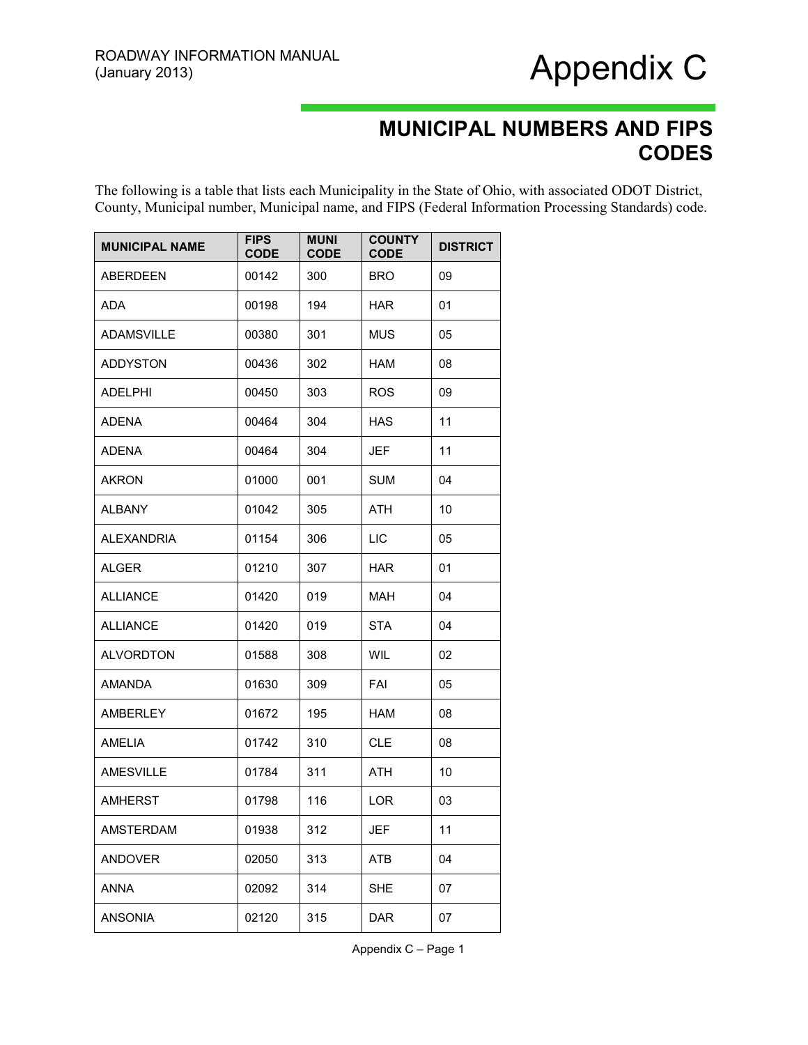# Appendix C

## MUNICIPAL NUMBERS AND FIPS CODES

The following is a table that lists each Municipality in the State of Ohio, with associated ODOT District, County, Municipal number, Municipal name, and FIPS (Federal Information Processing Standards) code.

| MUNICIPAL NAME | FIPS CODE | MUNI CODE | COUNTY CODE | DISTRICT |
|---|---|---|---|---|
| ABERDEEN | 00142 | 300 | BRO | 09 |
| ADA | 00198 | 194 | HAR | 01 |
| ADAMSVILLE | 00380 | 301 | MUS | 05 |
| ADDYSTON | 00436 | 302 | HAM | 08 |
| ADELPHI | 00450 | 303 | ROS | 09 |
| ADENA | 00464 | 304 | HAS | 11 |
| ADENA | 00464 | 304 | JEF | 11 |
| AKRON | 01000 | 001 | SUM | 04 |
| ALBANY | 01042 | 305 | ATH | 10 |
| ALEXANDRIA | 01154 | 306 | LIC | 05 |
| ALGER | 01210 | 307 | HAR | 01 |
| ALLIANCE | 01420 | 019 | MAH | 04 |
| ALLIANCE | 01420 | 019 | STA | 04 |
| ALVORDTON | 01588 | 308 | WIL | 02 |
| AMANDA | 01630 | 309 | FAI | 05 |
| AMBERLEY | 01672 | 195 | HAM | 08 |
| AMELIA | 01742 | 310 | CLE | 08 |
| AMESVILLE | 01784 | 311 | ATH | 10 |
| AMHERST | 01798 | 116 | LOR | 03 |
| AMSTERDAM | 01938 | 312 | JEF | 11 |
| ANDOVER | 02050 | 313 | ATB | 04 |
| ANNA | 02092 | 314 | SHE | 07 |
| ANSONIA | 02120 | 315 | DAR | 07 |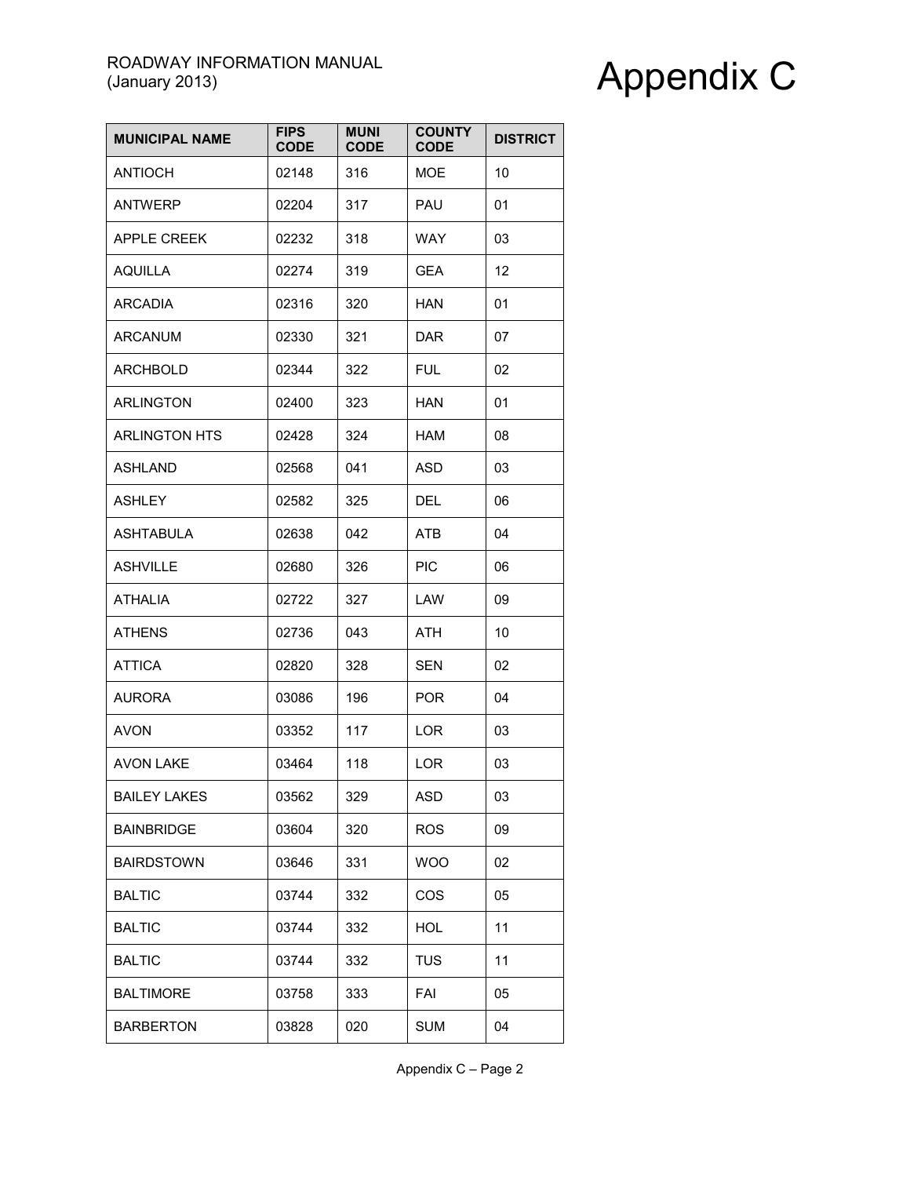# Appendix C

| MUNICIPAL NAME | FIPS CODE | MUNI CODE | COUNTY CODE | DISTRICT |
|---|---|---|---|---|
| ANTIOCH | 02148 | 316 | MOE | 10 |
| ANTWERP | 02204 | 317 | PAU | 01 |
| APPLE CREEK | 02232 | 318 | WAY | 03 |
| AQUILLA | 02274 | 319 | GEA | 12 |
| ARCADIA | 02316 | 320 | HAN | 01 |
| ARCANUM | 02330 | 321 | DAR | 07 |
| ARCHBOLD | 02344 | 322 | FUL | 02 |
| ARLINGTON | 02400 | 323 | HAN | 01 |
| ARLINGTON HTS | 02428 | 324 | HAM | 08 |
| ASHLAND | 02568 | 041 | ASD | 03 |
| ASHLEY | 02582 | 325 | DEL | 06 |
| ASHTABULA | 02638 | 042 | ATB | 04 |
| ASHVILLE | 02680 | 326 | PIC | 06 |
| ATHALIA | 02722 | 327 | LAW | 09 |
| ATHENS | 02736 | 043 | ATH | 10 |
| ATTICA | 02820 | 328 | SEN | 02 |
| AURORA | 03086 | 196 | POR | 04 |
| AVON | 03352 | 117 | LOR | 03 |
| AVON LAKE | 03464 | 118 | LOR | 03 |
| BAILEY LAKES | 03562 | 329 | ASD | 03 |
| BAINBRIDGE | 03604 | 320 | ROS | 09 |
| BAIRDSTOWN | 03646 | 331 | WOO | 02 |
| BALTIC | 03744 | 332 | COS | 05 |
| BALTIC | 03744 | 332 | HOL | 11 |
| BALTIC | 03744 | 332 | TUS | 11 |
| BALTIMORE | 03758 | 333 | FAI | 05 |
| BARBERTON | 03828 | 020 | SUM | 04 |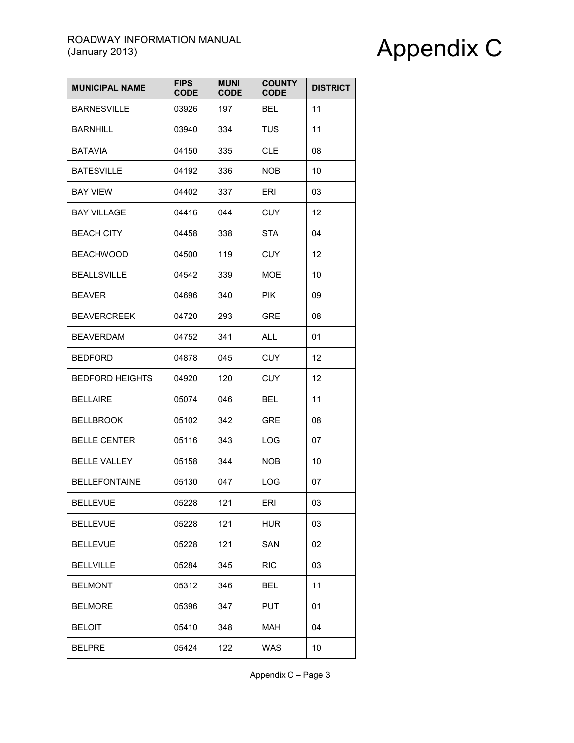| MUNICIPAL NAME | FIPS CODE | MUNI CODE | COUNTY CODE | DISTRICT |
|---|---|---|---|---|
| BARNESVILLE | 03926 | 197 | BEL | 11 |
| BARNHILL | 03940 | 334 | TUS | 11 |
| BATAVIA | 04150 | 335 | CLE | 08 |
| BATESVILLE | 04192 | 336 | NOB | 10 |
| BAY VIEW | 04402 | 337 | ERI | 03 |
| BAY VILLAGE | 04416 | 044 | CUY | 12 |
| BEACH CITY | 04458 | 338 | STA | 04 |
| BEACHWOOD | 04500 | 119 | CUY | 12 |
| BEALLSVILLE | 04542 | 339 | MOE | 10 |
| BEAVER | 04696 | 340 | PIK | 09 |
| BEAVERCREEK | 04720 | 293 | GRE | 08 |
| BEAVERDAM | 04752 | 341 | ALL | 01 |
| BEDFORD | 04878 | 045 | CUY | 12 |
| BEDFORD HEIGHTS | 04920 | 120 | CUY | 12 |
| BELLAIRE | 05074 | 046 | BEL | 11 |
| BELLBROOK | 05102 | 342 | GRE | 08 |
| BELLE CENTER | 05116 | 343 | LOG | 07 |
| BELLE VALLEY | 05158 | 344 | NOB | 10 |
| BELLEFONTAINE | 05130 | 047 | LOG | 07 |
| BELLEVUE | 05228 | 121 | ERI | 03 |
| BELLEVUE | 05228 | 121 | HUR | 03 |
| BELLEVUE | 05228 | 121 | SAN | 02 |
| BELLVILLE | 05284 | 345 | RIC | 03 |
| BELMONT | 05312 | 346 | BEL | 11 |
| BELMORE | 05396 | 347 | PUT | 01 |
| BELOIT | 05410 | 348 | MAH | 04 |
| BELPRE | 05424 | 122 | WAS | 10 |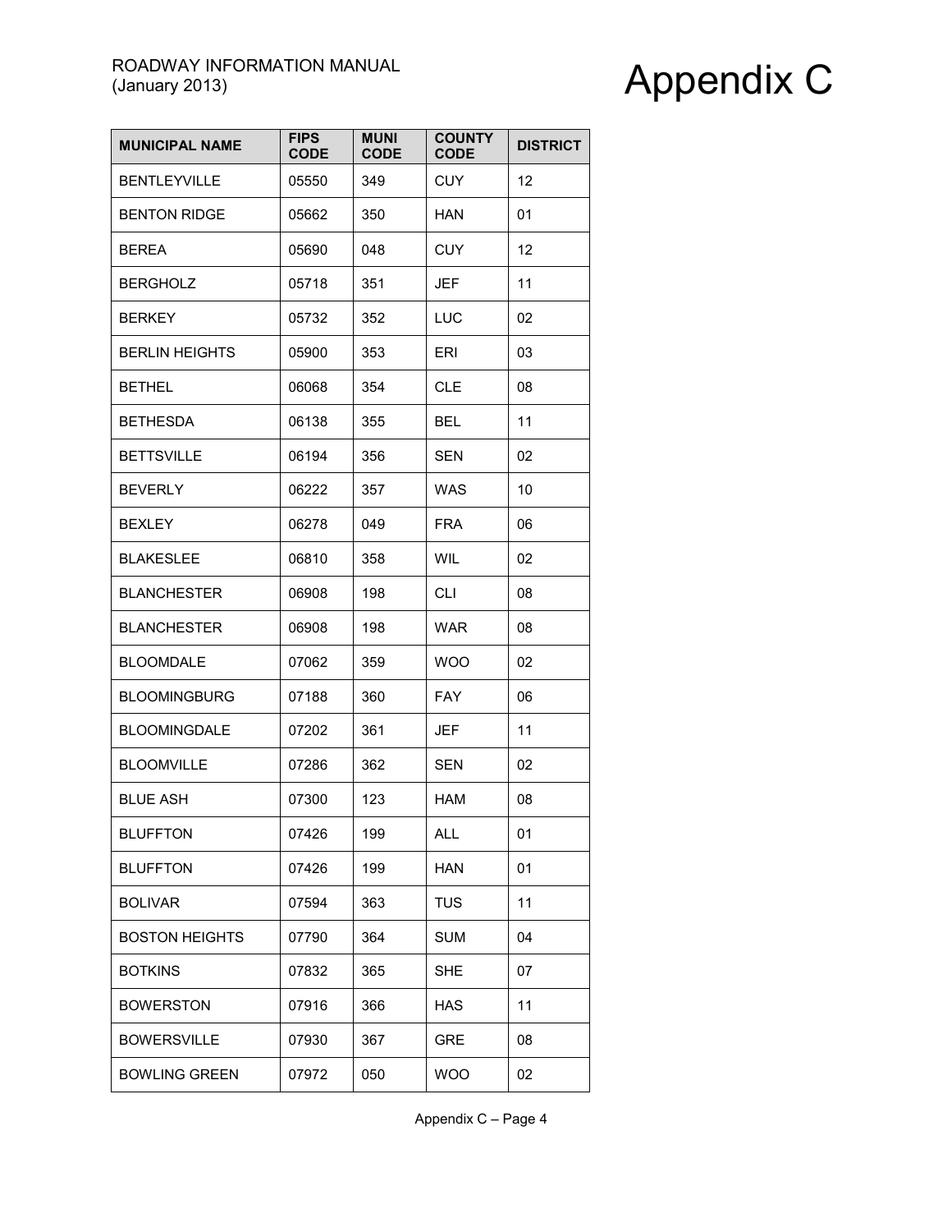| MUNICIPAL NAME | FIPS CODE | MUNI CODE | COUNTY CODE | DISTRICT |
|---|---|---|---|---|
| BENTLEYVILLE | 05550 | 349 | CUY | 12 |
| BENTON RIDGE | 05662 | 350 | HAN | 01 |
| BEREA | 05690 | 048 | CUY | 12 |
| BERGHOLZ | 05718 | 351 | JEF | 11 |
| BERKEY | 05732 | 352 | LUC | 02 |
| BERLIN HEIGHTS | 05900 | 353 | ERI | 03 |
| BETHEL | 06068 | 354 | CLE | 08 |
| BETHESDA | 06138 | 355 | BEL | 11 |
| BETTSVILLE | 06194 | 356 | SEN | 02 |
| BEVERLY | 06222 | 357 | WAS | 10 |
| BEXLEY | 06278 | 049 | FRA | 06 |
| BLAKESLEE | 06810 | 358 | WIL | 02 |
| BLANCHESTER | 06908 | 198 | CLI | 08 |
| BLANCHESTER | 06908 | 198 | WAR | 08 |
| BLOOMDALE | 07062 | 359 | WOO | 02 |
| BLOOMINGBURG | 07188 | 360 | FAY | 06 |
| BLOOMINGDALE | 07202 | 361 | JEF | 11 |
| BLOOMVILLE | 07286 | 362 | SEN | 02 |
| BLUE ASH | 07300 | 123 | HAM | 08 |
| BLUFFTON | 07426 | 199 | ALL | 01 |
| BLUFFTON | 07426 | 199 | HAN | 01 |
| BOLIVAR | 07594 | 363 | TUS | 11 |
| BOSTON HEIGHTS | 07790 | 364 | SUM | 04 |
| BOTKINS | 07832 | 365 | SHE | 07 |
| BOWERSTON | 07916 | 366 | HAS | 11 |
| BOWERSVILLE | 07930 | 367 | GRE | 08 |
| BOWLING GREEN | 07972 | 050 | WOO | 02 |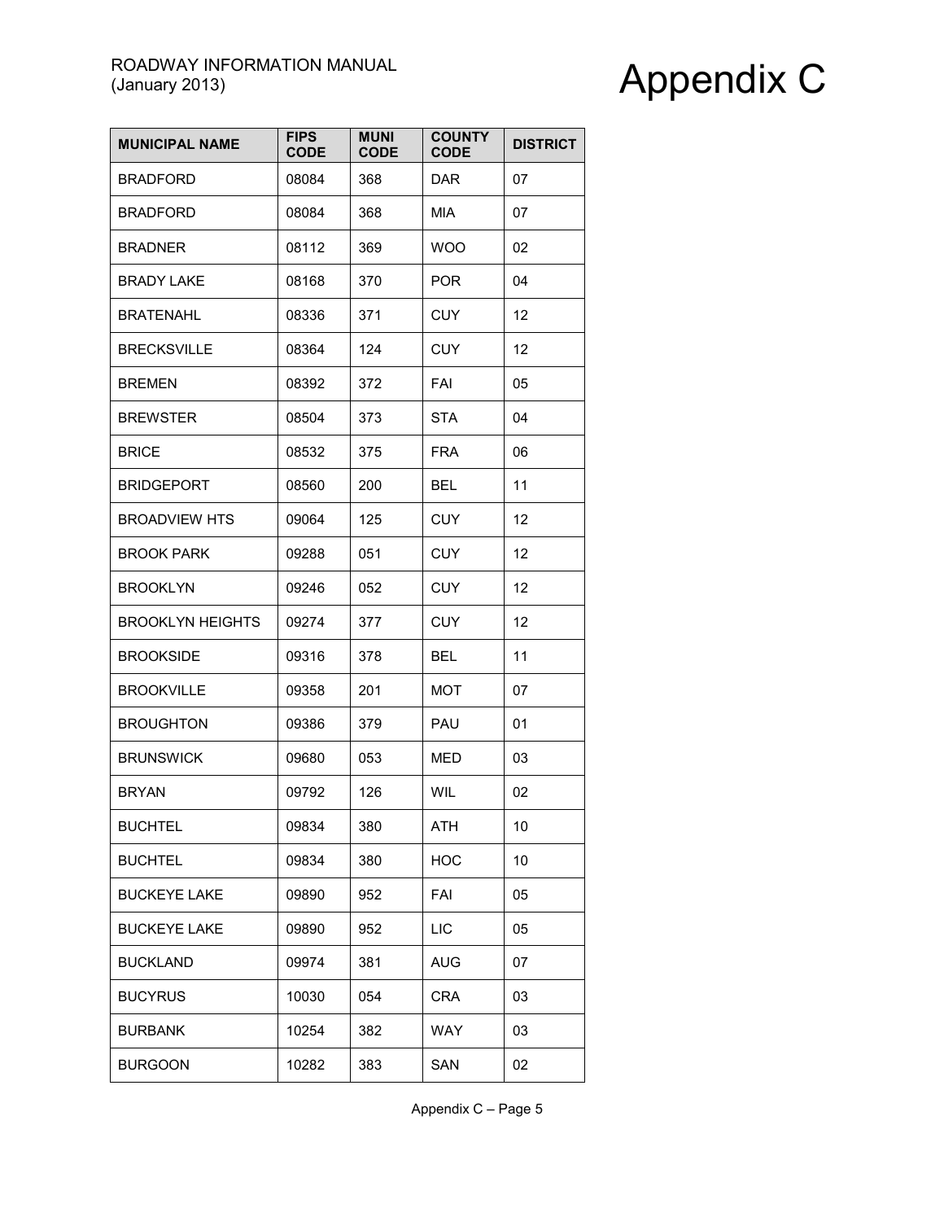| MUNICIPAL NAME | FIPS CODE | MUNI CODE | COUNTY CODE | DISTRICT |
|---|---|---|---|---|
| BRADFORD | 08084 | 368 | DAR | 07 |
| BRADFORD | 08084 | 368 | MIA | 07 |
| BRADNER | 08112 | 369 | WOO | 02 |
| BRADY LAKE | 08168 | 370 | POR | 04 |
| BRATENAHL | 08336 | 371 | CUY | 12 |
| BRECKSVILLE | 08364 | 124 | CUY | 12 |
| BREMEN | 08392 | 372 | FAI | 05 |
| BREWSTER | 08504 | 373 | STA | 04 |
| BRICE | 08532 | 375 | FRA | 06 |
| BRIDGEPORT | 08560 | 200 | BEL | 11 |
| BROADVIEW HTS | 09064 | 125 | CUY | 12 |
| BROOK PARK | 09288 | 051 | CUY | 12 |
| BROOKLYN | 09246 | 052 | CUY | 12 |
| BROOKLYN HEIGHTS | 09274 | 377 | CUY | 12 |
| BROOKSIDE | 09316 | 378 | BEL | 11 |
| BROOKVILLE | 09358 | 201 | MOT | 07 |
| BROUGHTON | 09386 | 379 | PAU | 01 |
| BRUNSWICK | 09680 | 053 | MED | 03 |
| BRYAN | 09792 | 126 | WIL | 02 |
| BUCHTEL | 09834 | 380 | ATH | 10 |
| BUCHTEL | 09834 | 380 | HOC | 10 |
| BUCKEYE LAKE | 09890 | 952 | FAI | 05 |
| BUCKEYE LAKE | 09890 | 952 | LIC | 05 |
| BUCKLAND | 09974 | 381 | AUG | 07 |
| BUCYRUS | 10030 | 054 | CRA | 03 |
| BURBANK | 10254 | 382 | WAY | 03 |
| BURGOON | 10282 | 383 | SAN | 02 |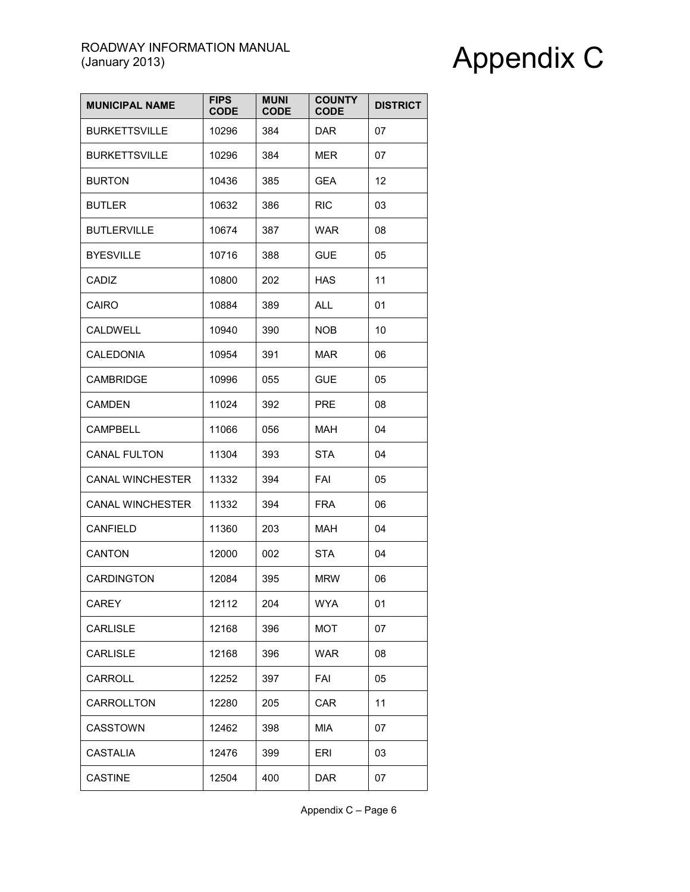| MUNICIPAL NAME | FIPS CODE | MUNI CODE | COUNTY CODE | DISTRICT |
|---|---|---|---|---|
| BURKETTSVILLE | 10296 | 384 | DAR | 07 |
| BURKETTSVILLE | 10296 | 384 | MER | 07 |
| BURTON | 10436 | 385 | GEA | 12 |
| BUTLER | 10632 | 386 | RIC | 03 |
| BUTLERVILLE | 10674 | 387 | WAR | 08 |
| BYESVILLE | 10716 | 388 | GUE | 05 |
| CADIZ | 10800 | 202 | HAS | 11 |
| CAIRO | 10884 | 389 | ALL | 01 |
| CALDWELL | 10940 | 390 | NOB | 10 |
| CALEDONIA | 10954 | 391 | MAR | 06 |
| CAMBRIDGE | 10996 | 055 | GUE | 05 |
| CAMDEN | 11024 | 392 | PRE | 08 |
| CAMPBELL | 11066 | 056 | MAH | 04 |
| CANAL FULTON | 11304 | 393 | STA | 04 |
| CANAL WINCHESTER | 11332 | 394 | FAI | 05 |
| CANAL WINCHESTER | 11332 | 394 | FRA | 06 |
| CANFIELD | 11360 | 203 | MAH | 04 |
| CANTON | 12000 | 002 | STA | 04 |
| CARDINGTON | 12084 | 395 | MRW | 06 |
| CAREY | 12112 | 204 | WYA | 01 |
| CARLISLE | 12168 | 396 | MOT | 07 |
| CARLISLE | 12168 | 396 | WAR | 08 |
| CARROLL | 12252 | 397 | FAI | 05 |
| CARROLLTON | 12280 | 205 | CAR | 11 |
| CASSTOWN | 12462 | 398 | MIA | 07 |
| CASTALIA | 12476 | 399 | ERI | 03 |
| CASTINE | 12504 | 400 | DAR | 07 |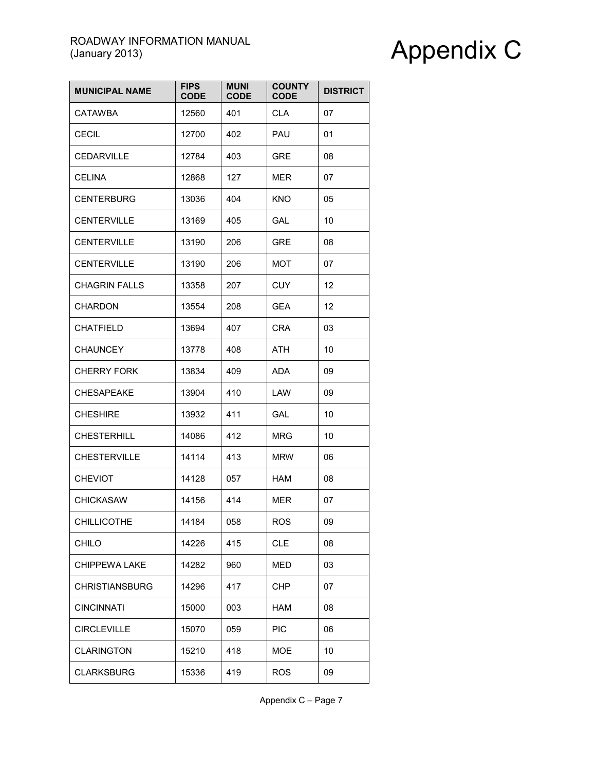| MUNICIPAL NAME | FIPS CODE | MUNI CODE | COUNTY CODE | DISTRICT |
|---|---|---|---|---|
| CATAWBA | 12560 | 401 | CLA | 07 |
| CECIL | 12700 | 402 | PAU | 01 |
| CEDARVILLE | 12784 | 403 | GRE | 08 |
| CELINA | 12868 | 127 | MER | 07 |
| CENTERBURG | 13036 | 404 | KNO | 05 |
| CENTERVILLE | 13169 | 405 | GAL | 10 |
| CENTERVILLE | 13190 | 206 | GRE | 08 |
| CENTERVILLE | 13190 | 206 | MOT | 07 |
| CHAGRIN FALLS | 13358 | 207 | CUY | 12 |
| CHARDON | 13554 | 208 | GEA | 12 |
| CHATFIELD | 13694 | 407 | CRA | 03 |
| CHAUNCEY | 13778 | 408 | ATH | 10 |
| CHERRY FORK | 13834 | 409 | ADA | 09 |
| CHESAPEAKE | 13904 | 410 | LAW | 09 |
| CHESHIRE | 13932 | 411 | GAL | 10 |
| CHESTERHILL | 14086 | 412 | MRG | 10 |
| CHESTERVILLE | 14114 | 413 | MRW | 06 |
| CHEVIOT | 14128 | 057 | HAM | 08 |
| CHICKASAW | 14156 | 414 | MER | 07 |
| CHILLICOTHE | 14184 | 058 | ROS | 09 |
| CHILO | 14226 | 415 | CLE | 08 |
| CHIPPEWA LAKE | 14282 | 960 | MED | 03 |
| CHRISTIANSBURG | 14296 | 417 | CHP | 07 |
| CINCINNATI | 15000 | 003 | HAM | 08 |
| CIRCLEVILLE | 15070 | 059 | PIC | 06 |
| CLARINGTON | 15210 | 418 | MOE | 10 |
| CLARKSBURG | 15336 | 419 | ROS | 09 |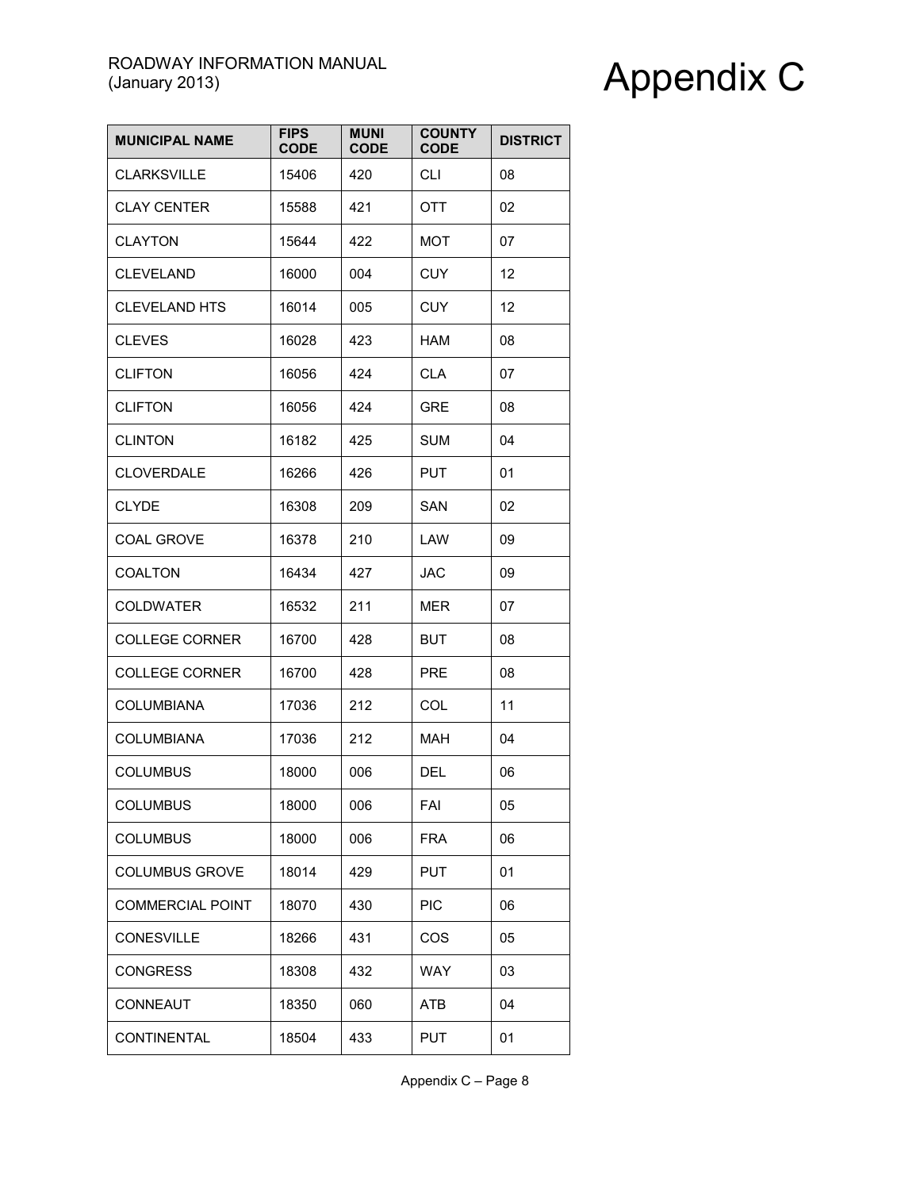# Appendix C

| MUNICIPAL NAME | FIPS CODE | MUNI CODE | COUNTY CODE | DISTRICT |
|---|---|---|---|---|
| CLARKSVILLE | 15406 | 420 | CLI | 08 |
| CLAY CENTER | 15588 | 421 | OTT | 02 |
| CLAYTON | 15644 | 422 | MOT | 07 |
| CLEVELAND | 16000 | 004 | CUY | 12 |
| CLEVELAND HTS | 16014 | 005 | CUY | 12 |
| CLEVES | 16028 | 423 | HAM | 08 |
| CLIFTON | 16056 | 424 | CLA | 07 |
| CLIFTON | 16056 | 424 | GRE | 08 |
| CLINTON | 16182 | 425 | SUM | 04 |
| CLOVERDALE | 16266 | 426 | PUT | 01 |
| CLYDE | 16308 | 209 | SAN | 02 |
| COAL GROVE | 16378 | 210 | LAW | 09 |
| COALTON | 16434 | 427 | JAC | 09 |
| COLDWATER | 16532 | 211 | MER | 07 |
| COLLEGE CORNER | 16700 | 428 | BUT | 08 |
| COLLEGE CORNER | 16700 | 428 | PRE | 08 |
| COLUMBIANA | 17036 | 212 | COL | 11 |
| COLUMBIANA | 17036 | 212 | MAH | 04 |
| COLUMBUS | 18000 | 006 | DEL | 06 |
| COLUMBUS | 18000 | 006 | FAI | 05 |
| COLUMBUS | 18000 | 006 | FRA | 06 |
| COLUMBUS GROVE | 18014 | 429 | PUT | 01 |
| COMMERCIAL POINT | 18070 | 430 | PIC | 06 |
| CONESVILLE | 18266 | 431 | COS | 05 |
| CONGRESS | 18308 | 432 | WAY | 03 |
| CONNEAUT | 18350 | 060 | ATB | 04 |
| CONTINENTAL | 18504 | 433 | PUT | 01 |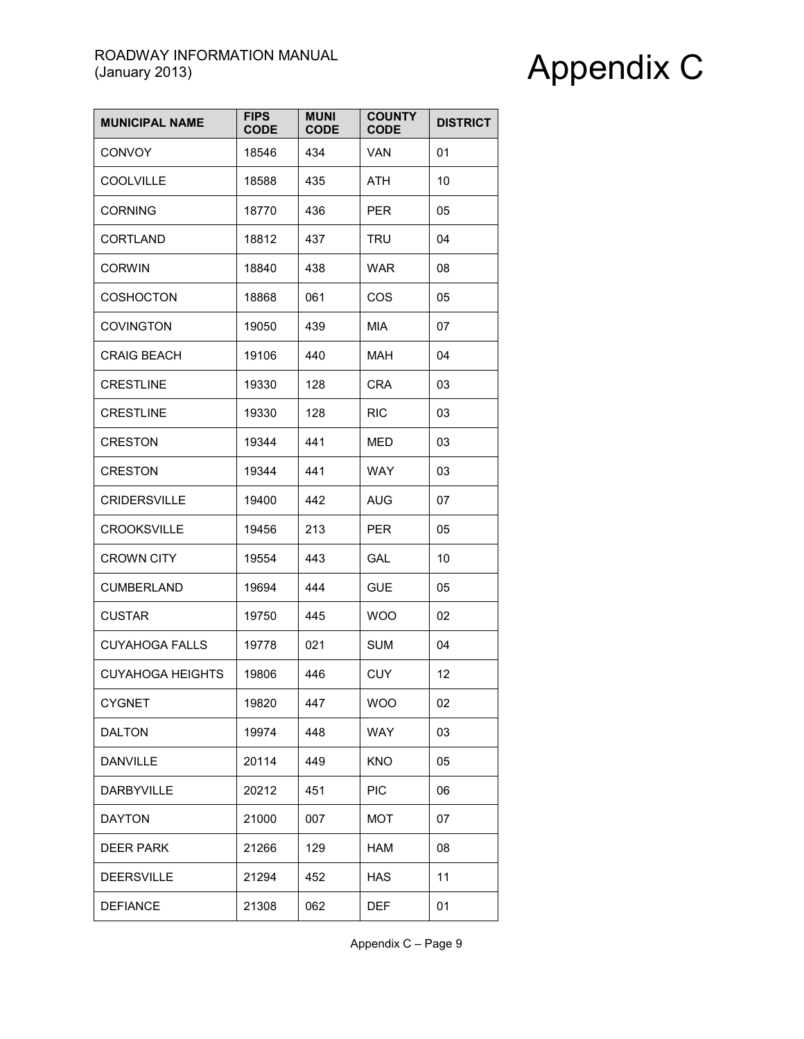| MUNICIPAL NAME | FIPS CODE | MUNI CODE | COUNTY CODE | DISTRICT |
|---|---|---|---|---|
| CONVOY | 18546 | 434 | VAN | 01 |
| COOLVILLE | 18588 | 435 | ATH | 10 |
| CORNING | 18770 | 436 | PER | 05 |
| CORTLAND | 18812 | 437 | TRU | 04 |
| CORWIN | 18840 | 438 | WAR | 08 |
| COSHOCTON | 18868 | 061 | COS | 05 |
| COVINGTON | 19050 | 439 | MIA | 07 |
| CRAIG BEACH | 19106 | 440 | MAH | 04 |
| CRESTLINE | 19330 | 128 | CRA | 03 |
| CRESTLINE | 19330 | 128 | RIC | 03 |
| CRESTON | 19344 | 441 | MED | 03 |
| CRESTON | 19344 | 441 | WAY | 03 |
| CRIDERSVILLE | 19400 | 442 | AUG | 07 |
| CROOKSVILLE | 19456 | 213 | PER | 05 |
| CROWN CITY | 19554 | 443 | GAL | 10 |
| CUMBERLAND | 19694 | 444 | GUE | 05 |
| CUSTAR | 19750 | 445 | WOO | 02 |
| CUYAHOGA FALLS | 19778 | 021 | SUM | 04 |
| CUYAHOGA HEIGHTS | 19806 | 446 | CUY | 12 |
| CYGNET | 19820 | 447 | WOO | 02 |
| DALTON | 19974 | 448 | WAY | 03 |
| DANVILLE | 20114 | 449 | KNO | 05 |
| DARBYVILLE | 20212 | 451 | PIC | 06 |
| DAYTON | 21000 | 007 | MOT | 07 |
| DEER PARK | 21266 | 129 | HAM | 08 |
| DEERSVILLE | 21294 | 452 | HAS | 11 |
| DEFIANCE | 21308 | 062 | DEF | 01 |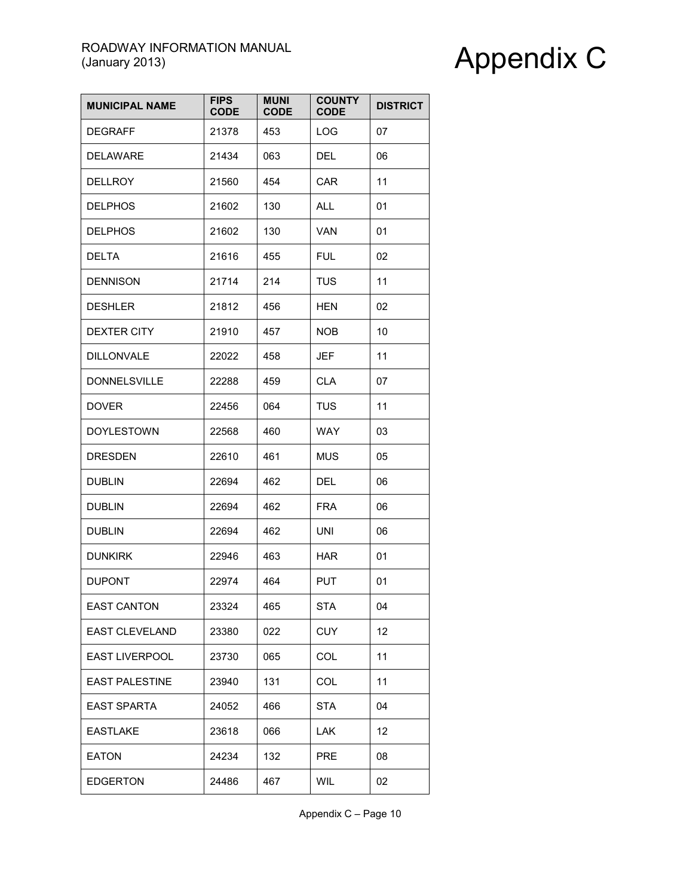| MUNICIPAL NAME | FIPS CODE | MUNI CODE | COUNTY CODE | DISTRICT |
|---|---|---|---|---|
| DEGRAFF | 21378 | 453 | LOG | 07 |
| DELAWARE | 21434 | 063 | DEL | 06 |
| DELLROY | 21560 | 454 | CAR | 11 |
| DELPHOS | 21602 | 130 | ALL | 01 |
| DELPHOS | 21602 | 130 | VAN | 01 |
| DELTA | 21616 | 455 | FUL | 02 |
| DENNISON | 21714 | 214 | TUS | 11 |
| DESHLER | 21812 | 456 | HEN | 02 |
| DEXTER CITY | 21910 | 457 | NOB | 10 |
| DILLONVALE | 22022 | 458 | JEF | 11 |
| DONNELSVILLE | 22288 | 459 | CLA | 07 |
| DOVER | 22456 | 064 | TUS | 11 |
| DOYLESTOWN | 22568 | 460 | WAY | 03 |
| DRESDEN | 22610 | 461 | MUS | 05 |
| DUBLIN | 22694 | 462 | DEL | 06 |
| DUBLIN | 22694 | 462 | FRA | 06 |
| DUBLIN | 22694 | 462 | UNI | 06 |
| DUNKIRK | 22946 | 463 | HAR | 01 |
| DUPONT | 22974 | 464 | PUT | 01 |
| EAST CANTON | 23324 | 465 | STA | 04 |
| EAST CLEVELAND | 23380 | 022 | CUY | 12 |
| EAST LIVERPOOL | 23730 | 065 | COL | 11 |
| EAST PALESTINE | 23940 | 131 | COL | 11 |
| EAST SPARTA | 24052 | 466 | STA | 04 |
| EASTLAKE | 23618 | 066 | LAK | 12 |
| EATON | 24234 | 132 | PRE | 08 |
| EDGERTON | 24486 | 467 | WIL | 02 |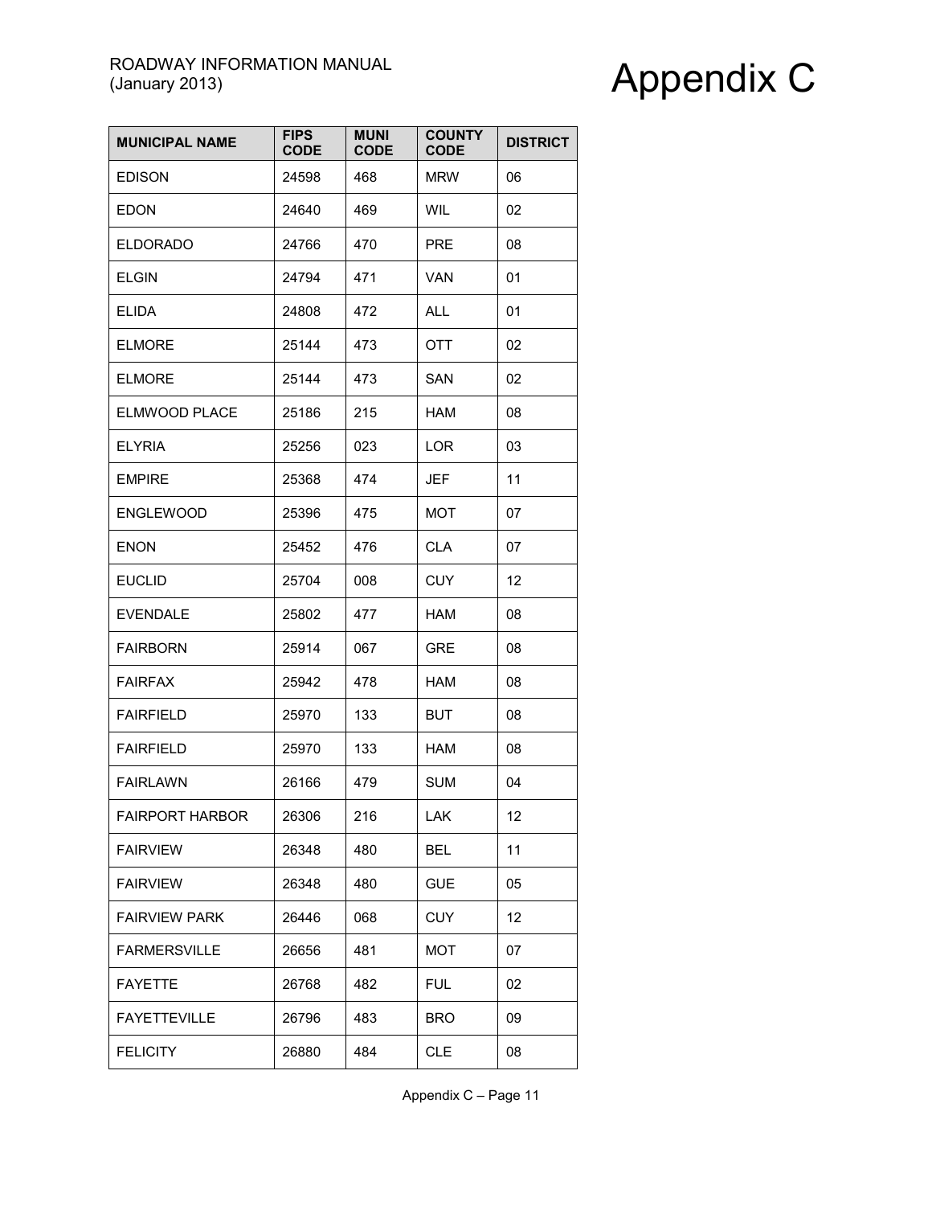| MUNICIPAL NAME | FIPS CODE | MUNI CODE | COUNTY CODE | DISTRICT |
|---|---|---|---|---|
| EDISON | 24598 | 468 | MRW | 06 |
| EDON | 24640 | 469 | WIL | 02 |
| ELDORADO | 24766 | 470 | PRE | 08 |
| ELGIN | 24794 | 471 | VAN | 01 |
| ELIDA | 24808 | 472 | ALL | 01 |
| ELMORE | 25144 | 473 | OTT | 02 |
| ELMORE | 25144 | 473 | SAN | 02 |
| ELMWOOD PLACE | 25186 | 215 | HAM | 08 |
| ELYRIA | 25256 | 023 | LOR | 03 |
| EMPIRE | 25368 | 474 | JEF | 11 |
| ENGLEWOOD | 25396 | 475 | MOT | 07 |
| ENON | 25452 | 476 | CLA | 07 |
| EUCLID | 25704 | 008 | CUY | 12 |
| EVENDALE | 25802 | 477 | HAM | 08 |
| FAIRBORN | 25914 | 067 | GRE | 08 |
| FAIRFAX | 25942 | 478 | HAM | 08 |
| FAIRFIELD | 25970 | 133 | BUT | 08 |
| FAIRFIELD | 25970 | 133 | HAM | 08 |
| FAIRLAWN | 26166 | 479 | SUM | 04 |
| FAIRPORT HARBOR | 26306 | 216 | LAK | 12 |
| FAIRVIEW | 26348 | 480 | BEL | 11 |
| FAIRVIEW | 26348 | 480 | GUE | 05 |
| FAIRVIEW PARK | 26446 | 068 | CUY | 12 |
| FARMERSVILLE | 26656 | 481 | MOT | 07 |
| FAYETTE | 26768 | 482 | FUL | 02 |
| FAYETTEVILLE | 26796 | 483 | BRO | 09 |
| FELICITY | 26880 | 484 | CLE | 08 |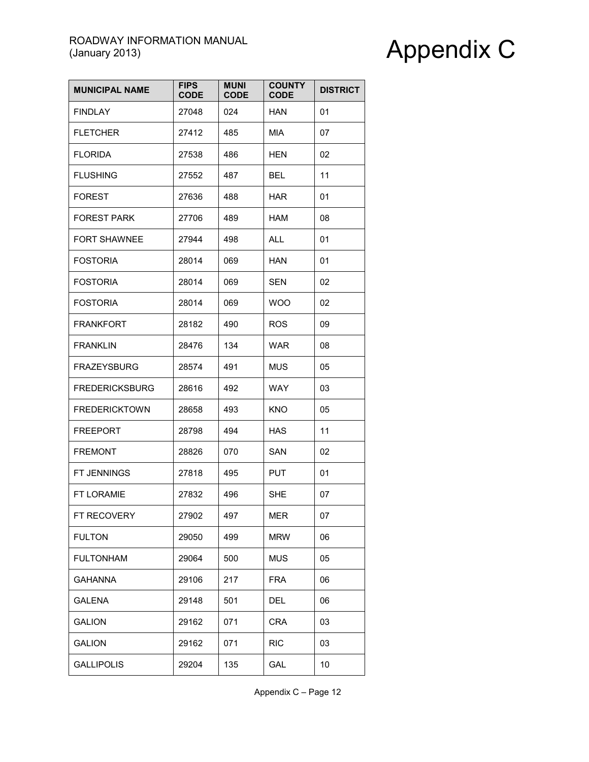# Appendix C

| MUNICIPAL NAME | FIPS CODE | MUNI CODE | COUNTY CODE | DISTRICT |
|---|---|---|---|---|
| FINDLAY | 27048 | 024 | HAN | 01 |
| FLETCHER | 27412 | 485 | MIA | 07 |
| FLORIDA | 27538 | 486 | HEN | 02 |
| FLUSHING | 27552 | 487 | BEL | 11 |
| FOREST | 27636 | 488 | HAR | 01 |
| FOREST PARK | 27706 | 489 | HAM | 08 |
| FORT SHAWNEE | 27944 | 498 | ALL | 01 |
| FOSTORIA | 28014 | 069 | HAN | 01 |
| FOSTORIA | 28014 | 069 | SEN | 02 |
| FOSTORIA | 28014 | 069 | WOO | 02 |
| FRANKFORT | 28182 | 490 | ROS | 09 |
| FRANKLIN | 28476 | 134 | WAR | 08 |
| FRAZEYSBURG | 28574 | 491 | MUS | 05 |
| FREDERICKSBURG | 28616 | 492 | WAY | 03 |
| FREDERICKTOWN | 28658 | 493 | KNO | 05 |
| FREEPORT | 28798 | 494 | HAS | 11 |
| FREMONT | 28826 | 070 | SAN | 02 |
| FT JENNINGS | 27818 | 495 | PUT | 01 |
| FT LORAMIE | 27832 | 496 | SHE | 07 |
| FT RECOVERY | 27902 | 497 | MER | 07 |
| FULTON | 29050 | 499 | MRW | 06 |
| FULTONHAM | 29064 | 500 | MUS | 05 |
| GAHANNA | 29106 | 217 | FRA | 06 |
| GALENA | 29148 | 501 | DEL | 06 |
| GALION | 29162 | 071 | CRA | 03 |
| GALION | 29162 | 071 | RIC | 03 |
| GALLIPOLIS | 29204 | 135 | GAL | 10 |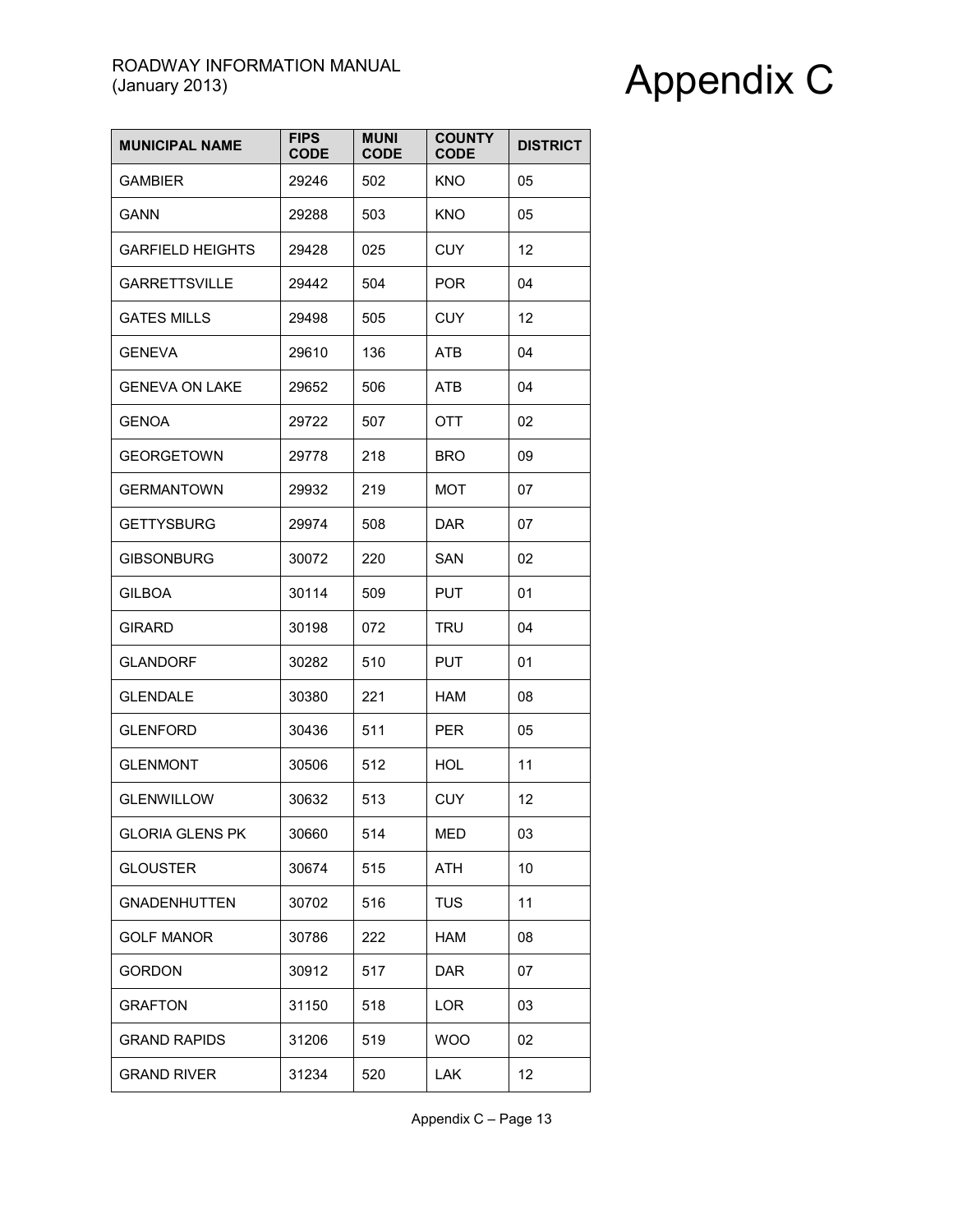| MUNICIPAL NAME | FIPS CODE | MUNI CODE | COUNTY CODE | DISTRICT |
|---|---|---|---|---|
| GAMBIER | 29246 | 502 | KNO | 05 |
| GANN | 29288 | 503 | KNO | 05 |
| GARFIELD HEIGHTS | 29428 | 025 | CUY | 12 |
| GARRETTSVILLE | 29442 | 504 | POR | 04 |
| GATES MILLS | 29498 | 505 | CUY | 12 |
| GENEVA | 29610 | 136 | ATB | 04 |
| GENEVA ON LAKE | 29652 | 506 | ATB | 04 |
| GENOA | 29722 | 507 | OTT | 02 |
| GEORGETOWN | 29778 | 218 | BRO | 09 |
| GERMANTOWN | 29932 | 219 | MOT | 07 |
| GETTYSBURG | 29974 | 508 | DAR | 07 |
| GIBSONBURG | 30072 | 220 | SAN | 02 |
| GILBOA | 30114 | 509 | PUT | 01 |
| GIRARD | 30198 | 072 | TRU | 04 |
| GLANDORF | 30282 | 510 | PUT | 01 |
| GLENDALE | 30380 | 221 | HAM | 08 |
| GLENFORD | 30436 | 511 | PER | 05 |
| GLENMONT | 30506 | 512 | HOL | 11 |
| GLENWILLOW | 30632 | 513 | CUY | 12 |
| GLORIA GLENS PK | 30660 | 514 | MED | 03 |
| GLOUSTER | 30674 | 515 | ATH | 10 |
| GNADENHUTTEN | 30702 | 516 | TUS | 11 |
| GOLF MANOR | 30786 | 222 | HAM | 08 |
| GORDON | 30912 | 517 | DAR | 07 |
| GRAFTON | 31150 | 518 | LOR | 03 |
| GRAND RAPIDS | 31206 | 519 | WOO | 02 |
| GRAND RIVER | 31234 | 520 | LAK | 12 |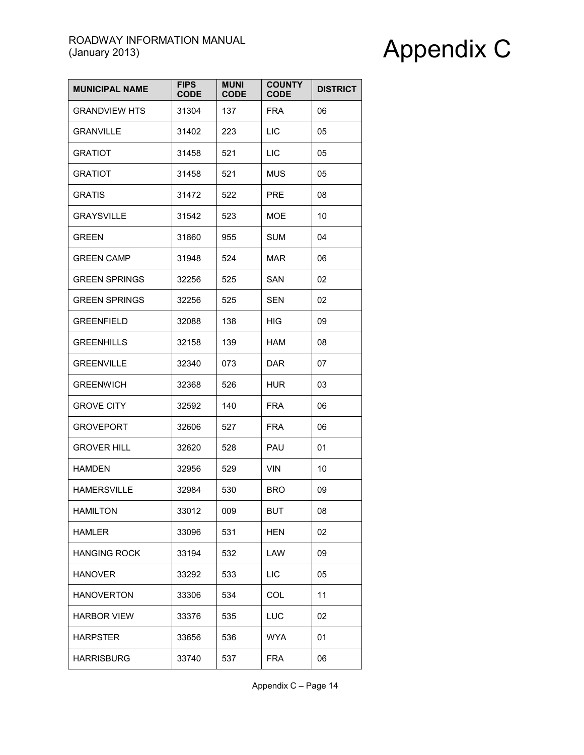| MUNICIPAL NAME | FIPS CODE | MUNI CODE | COUNTY CODE | DISTRICT |
|---|---|---|---|---|
| GRANDVIEW HTS | 31304 | 137 | FRA | 06 |
| GRANVILLE | 31402 | 223 | LIC | 05 |
| GRATIOT | 31458 | 521 | LIC | 05 |
| GRATIOT | 31458 | 521 | MUS | 05 |
| GRATIS | 31472 | 522 | PRE | 08 |
| GRAYSVILLE | 31542 | 523 | MOE | 10 |
| GREEN | 31860 | 955 | SUM | 04 |
| GREEN CAMP | 31948 | 524 | MAR | 06 |
| GREEN SPRINGS | 32256 | 525 | SAN | 02 |
| GREEN SPRINGS | 32256 | 525 | SEN | 02 |
| GREENFIELD | 32088 | 138 | HIG | 09 |
| GREENHILLS | 32158 | 139 | HAM | 08 |
| GREENVILLE | 32340 | 073 | DAR | 07 |
| GREENWICH | 32368 | 526 | HUR | 03 |
| GROVE CITY | 32592 | 140 | FRA | 06 |
| GROVEPORT | 32606 | 527 | FRA | 06 |
| GROVER HILL | 32620 | 528 | PAU | 01 |
| HAMDEN | 32956 | 529 | VIN | 10 |
| HAMERSVILLE | 32984 | 530 | BRO | 09 |
| HAMILTON | 33012 | 009 | BUT | 08 |
| HAMLER | 33096 | 531 | HEN | 02 |
| HANGING ROCK | 33194 | 532 | LAW | 09 |
| HANOVER | 33292 | 533 | LIC | 05 |
| HANOVERTON | 33306 | 534 | COL | 11 |
| HARBOR VIEW | 33376 | 535 | LUC | 02 |
| HARPSTER | 33656 | 536 | WYA | 01 |
| HARRISBURG | 33740 | 537 | FRA | 06 |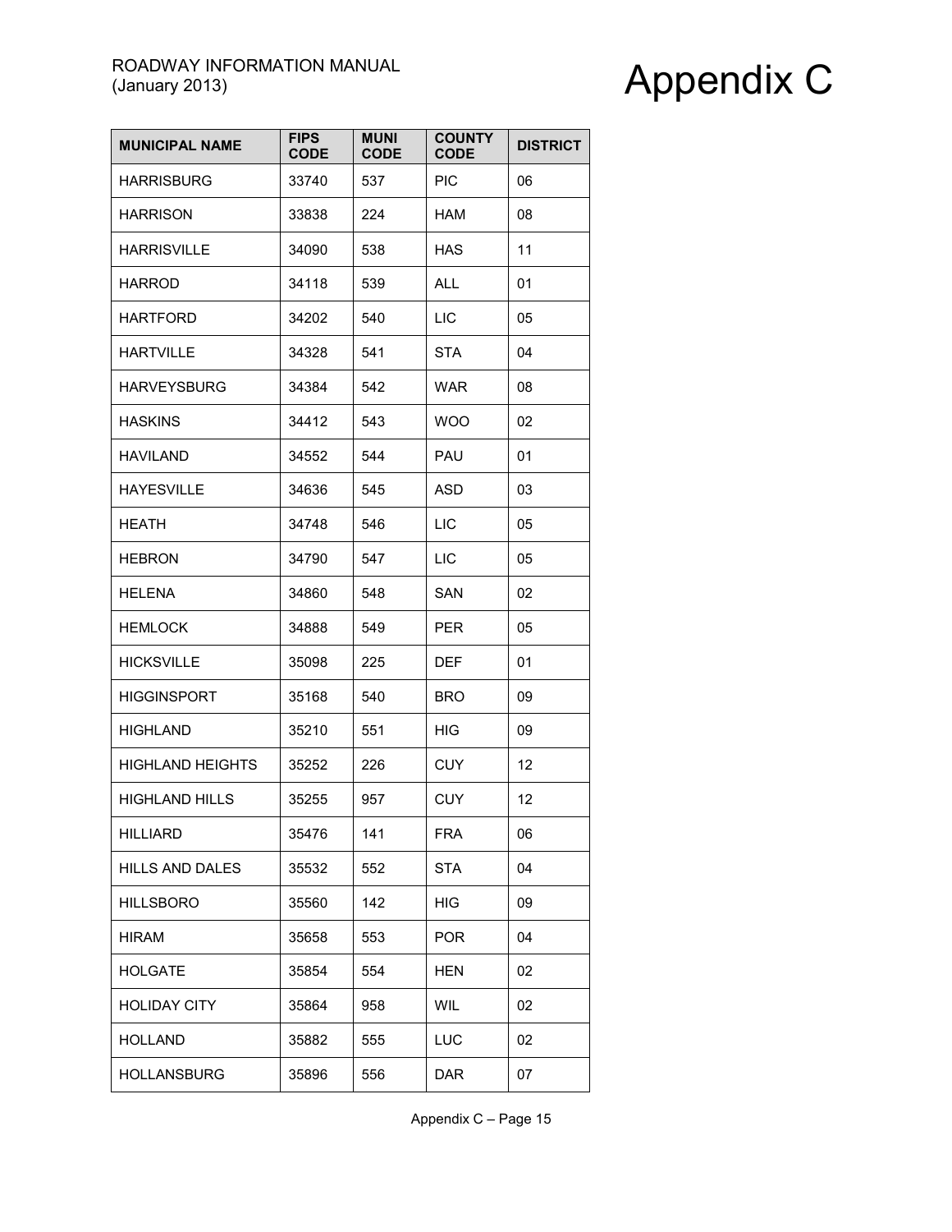# Appendix C

| MUNICIPAL NAME | FIPS CODE | MUNI CODE | COUNTY CODE | DISTRICT |
|---|---|---|---|---|
| HARRISBURG | 33740 | 537 | PIC | 06 |
| HARRISON | 33838 | 224 | HAM | 08 |
| HARRISVILLE | 34090 | 538 | HAS | 11 |
| HARROD | 34118 | 539 | ALL | 01 |
| HARTFORD | 34202 | 540 | LIC | 05 |
| HARTVILLE | 34328 | 541 | STA | 04 |
| HARVEYSBURG | 34384 | 542 | WAR | 08 |
| HASKINS | 34412 | 543 | WOO | 02 |
| HAVILAND | 34552 | 544 | PAU | 01 |
| HAYESVILLE | 34636 | 545 | ASD | 03 |
| HEATH | 34748 | 546 | LIC | 05 |
| HEBRON | 34790 | 547 | LIC | 05 |
| HELENA | 34860 | 548 | SAN | 02 |
| HEMLOCK | 34888 | 549 | PER | 05 |
| HICKSVILLE | 35098 | 225 | DEF | 01 |
| HIGGINSPORT | 35168 | 540 | BRO | 09 |
| HIGHLAND | 35210 | 551 | HIG | 09 |
| HIGHLAND HEIGHTS | 35252 | 226 | CUY | 12 |
| HIGHLAND HILLS | 35255 | 957 | CUY | 12 |
| HILLIARD | 35476 | 141 | FRA | 06 |
| HILLS AND DALES | 35532 | 552 | STA | 04 |
| HILLSBORO | 35560 | 142 | HIG | 09 |
| HIRAM | 35658 | 553 | POR | 04 |
| HOLGATE | 35854 | 554 | HEN | 02 |
| HOLIDAY CITY | 35864 | 958 | WIL | 02 |
| HOLLAND | 35882 | 555 | LUC | 02 |
| HOLLANSBURG | 35896 | 556 | DAR | 07 |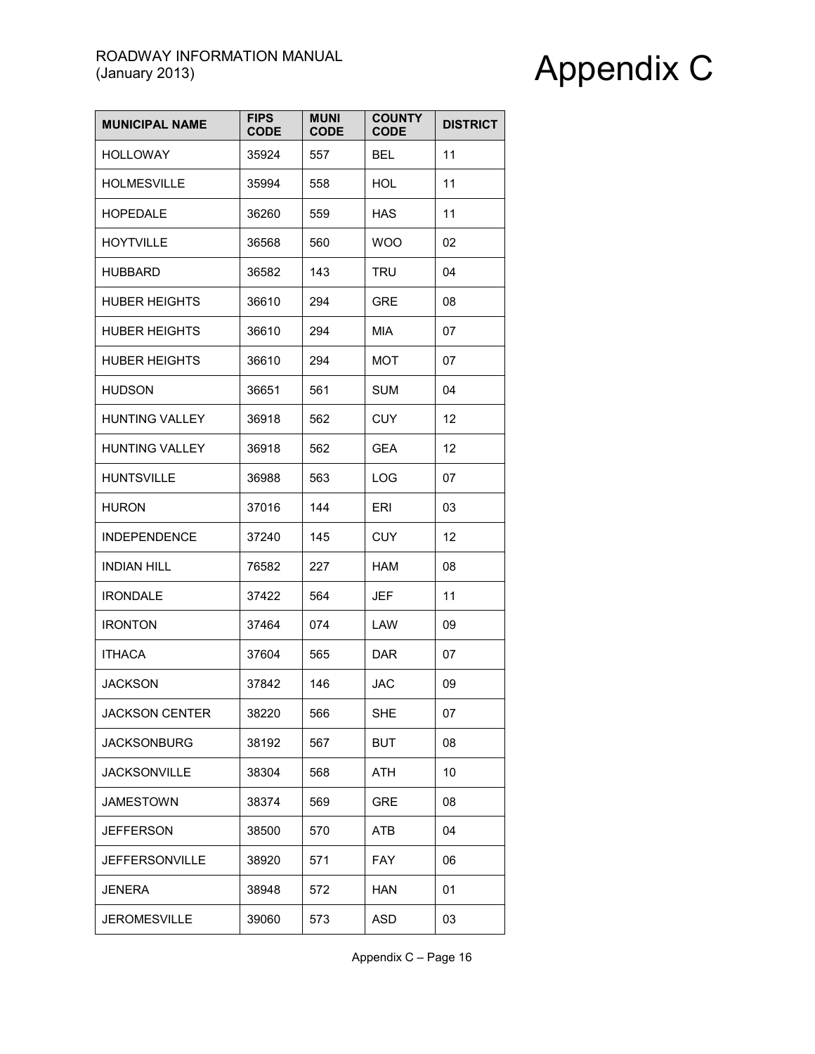| MUNICIPAL NAME | FIPS CODE | MUNI CODE | COUNTY CODE | DISTRICT |
|---|---|---|---|---|
| HOLLOWAY | 35924 | 557 | BEL | 11 |
| HOLMESVILLE | 35994 | 558 | HOL | 11 |
| HOPEDALE | 36260 | 559 | HAS | 11 |
| HOYTVILLE | 36568 | 560 | WOO | 02 |
| HUBBARD | 36582 | 143 | TRU | 04 |
| HUBER HEIGHTS | 36610 | 294 | GRE | 08 |
| HUBER HEIGHTS | 36610 | 294 | MIA | 07 |
| HUBER HEIGHTS | 36610 | 294 | MOT | 07 |
| HUDSON | 36651 | 561 | SUM | 04 |
| HUNTING VALLEY | 36918 | 562 | CUY | 12 |
| HUNTING VALLEY | 36918 | 562 | GEA | 12 |
| HUNTSVILLE | 36988 | 563 | LOG | 07 |
| HURON | 37016 | 144 | ERI | 03 |
| INDEPENDENCE | 37240 | 145 | CUY | 12 |
| INDIAN HILL | 76582 | 227 | HAM | 08 |
| IRONDALE | 37422 | 564 | JEF | 11 |
| IRONTON | 37464 | 074 | LAW | 09 |
| ITHACA | 37604 | 565 | DAR | 07 |
| JACKSON | 37842 | 146 | JAC | 09 |
| JACKSON CENTER | 38220 | 566 | SHE | 07 |
| JACKSONBURG | 38192 | 567 | BUT | 08 |
| JACKSONVILLE | 38304 | 568 | ATH | 10 |
| JAMESTOWN | 38374 | 569 | GRE | 08 |
| JEFFERSON | 38500 | 570 | ATB | 04 |
| JEFFERSONVILLE | 38920 | 571 | FAY | 06 |
| JENERA | 38948 | 572 | HAN | 01 |
| JEROMESVILLE | 39060 | 573 | ASD | 03 |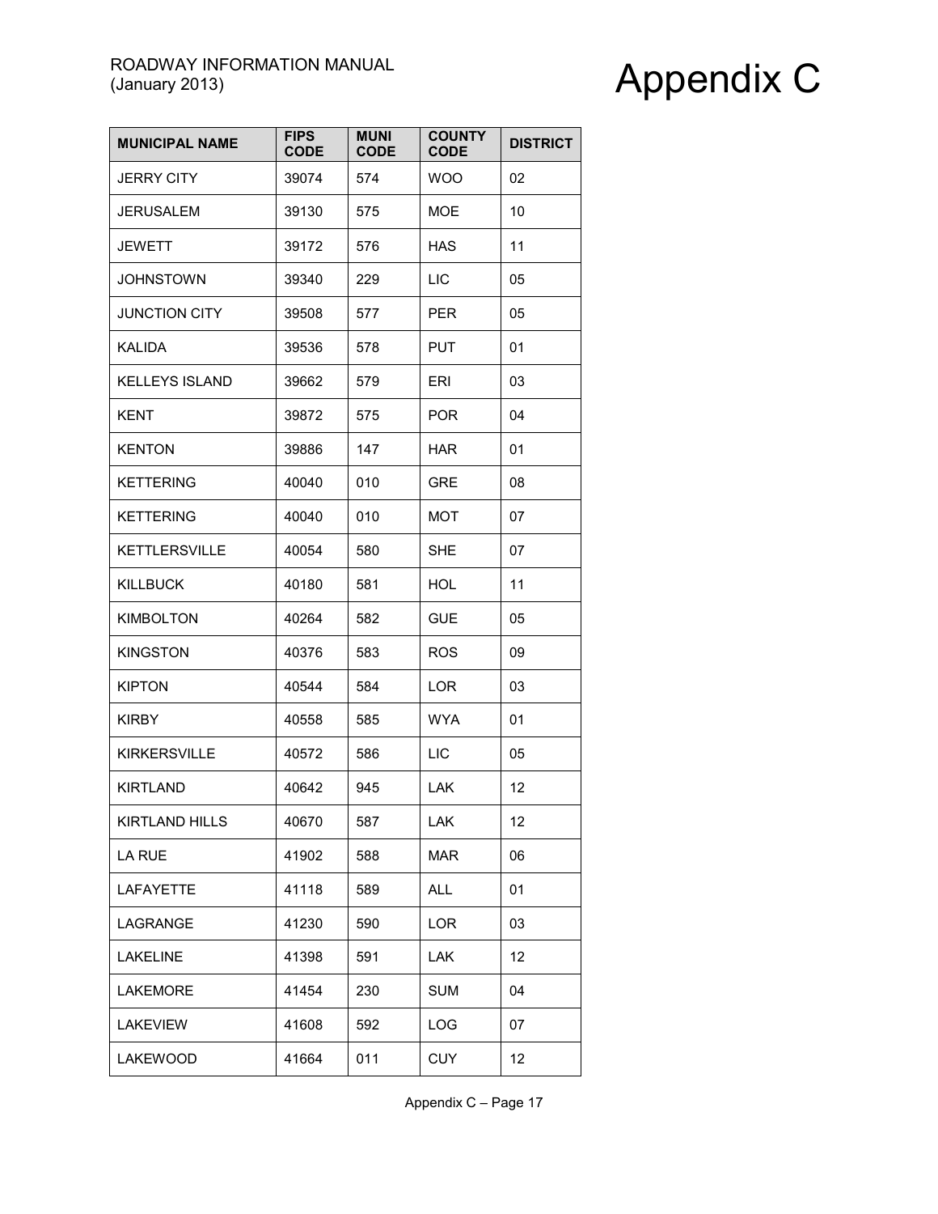| MUNICIPAL NAME | FIPS CODE | MUNI CODE | COUNTY CODE | DISTRICT |
|---|---|---|---|---|
| JERRY CITY | 39074 | 574 | WOO | 02 |
| JERUSALEM | 39130 | 575 | MOE | 10 |
| JEWETT | 39172 | 576 | HAS | 11 |
| JOHNSTOWN | 39340 | 229 | LIC | 05 |
| JUNCTION CITY | 39508 | 577 | PER | 05 |
| KALIDA | 39536 | 578 | PUT | 01 |
| KELLEYS ISLAND | 39662 | 579 | ERI | 03 |
| KENT | 39872 | 575 | POR | 04 |
| KENTON | 39886 | 147 | HAR | 01 |
| KETTERING | 40040 | 010 | GRE | 08 |
| KETTERING | 40040 | 010 | MOT | 07 |
| KETTLERSVILLE | 40054 | 580 | SHE | 07 |
| KILLBUCK | 40180 | 581 | HOL | 11 |
| KIMBOLTON | 40264 | 582 | GUE | 05 |
| KINGSTON | 40376 | 583 | ROS | 09 |
| KIPTON | 40544 | 584 | LOR | 03 |
| KIRBY | 40558 | 585 | WYA | 01 |
| KIRKERSVILLE | 40572 | 586 | LIC | 05 |
| KIRTLAND | 40642 | 945 | LAK | 12 |
| KIRTLAND HILLS | 40670 | 587 | LAK | 12 |
| LA RUE | 41902 | 588 | MAR | 06 |
| LAFAYETTE | 41118 | 589 | ALL | 01 |
| LAGRANGE | 41230 | 590 | LOR | 03 |
| LAKELINE | 41398 | 591 | LAK | 12 |
| LAKEMORE | 41454 | 230 | SUM | 04 |
| LAKEVIEW | 41608 | 592 | LOG | 07 |
| LAKEWOOD | 41664 | 011 | CUY | 12 |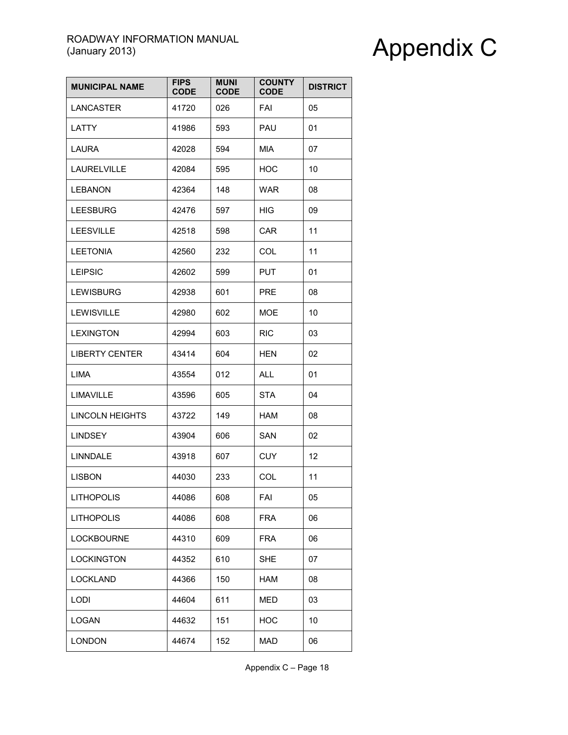| MUNICIPAL NAME | FIPS CODE | MUNI CODE | COUNTY CODE | DISTRICT |
|---|---|---|---|---|
| LANCASTER | 41720 | 026 | FAI | 05 |
| LATTY | 41986 | 593 | PAU | 01 |
| LAURA | 42028 | 594 | MIA | 07 |
| LAURELVILLE | 42084 | 595 | HOC | 10 |
| LEBANON | 42364 | 148 | WAR | 08 |
| LEESBURG | 42476 | 597 | HIG | 09 |
| LEESVILLE | 42518 | 598 | CAR | 11 |
| LEETONIA | 42560 | 232 | COL | 11 |
| LEIPSIC | 42602 | 599 | PUT | 01 |
| LEWISBURG | 42938 | 601 | PRE | 08 |
| LEWISVILLE | 42980 | 602 | MOE | 10 |
| LEXINGTON | 42994 | 603 | RIC | 03 |
| LIBERTY CENTER | 43414 | 604 | HEN | 02 |
| LIMA | 43554 | 012 | ALL | 01 |
| LIMAVILLE | 43596 | 605 | STA | 04 |
| LINCOLN HEIGHTS | 43722 | 149 | HAM | 08 |
| LINDSEY | 43904 | 606 | SAN | 02 |
| LINNDALE | 43918 | 607 | CUY | 12 |
| LISBON | 44030 | 233 | COL | 11 |
| LITHOPOLIS | 44086 | 608 | FAI | 05 |
| LITHOPOLIS | 44086 | 608 | FRA | 06 |
| LOCKBOURNE | 44310 | 609 | FRA | 06 |
| LOCKINGTON | 44352 | 610 | SHE | 07 |
| LOCKLAND | 44366 | 150 | HAM | 08 |
| LODI | 44604 | 611 | MED | 03 |
| LOGAN | 44632 | 151 | HOC | 10 |
| LONDON | 44674 | 152 | MAD | 06 |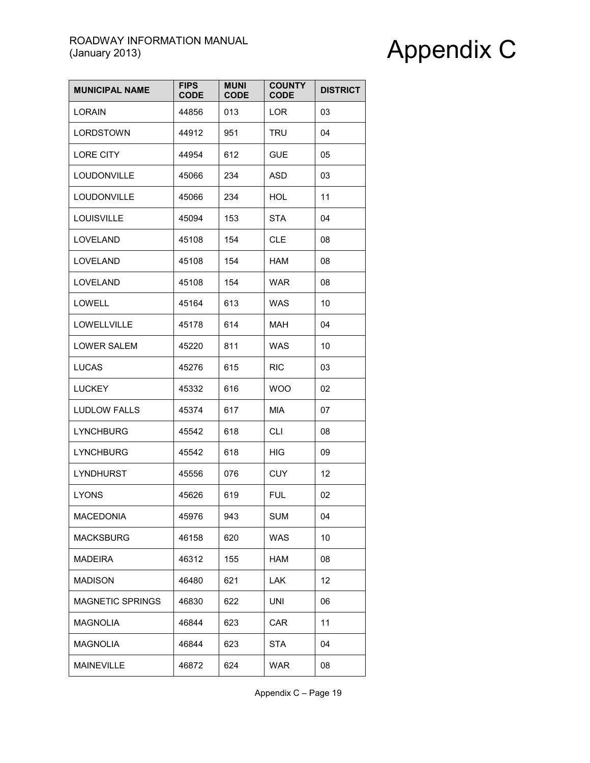| MUNICIPAL NAME | FIPS CODE | MUNI CODE | COUNTY CODE | DISTRICT |
|---|---|---|---|---|
| LORAIN | 44856 | 013 | LOR | 03 |
| LORDSTOWN | 44912 | 951 | TRU | 04 |
| LORE CITY | 44954 | 612 | GUE | 05 |
| LOUDONVILLE | 45066 | 234 | ASD | 03 |
| LOUDONVILLE | 45066 | 234 | HOL | 11 |
| LOUISVILLE | 45094 | 153 | STA | 04 |
| LOVELAND | 45108 | 154 | CLE | 08 |
| LOVELAND | 45108 | 154 | HAM | 08 |
| LOVELAND | 45108 | 154 | WAR | 08 |
| LOWELL | 45164 | 613 | WAS | 10 |
| LOWELLVILLE | 45178 | 614 | MAH | 04 |
| LOWER SALEM | 45220 | 811 | WAS | 10 |
| LUCAS | 45276 | 615 | RIC | 03 |
| LUCKEY | 45332 | 616 | WOO | 02 |
| LUDLOW FALLS | 45374 | 617 | MIA | 07 |
| LYNCHBURG | 45542 | 618 | CLI | 08 |
| LYNCHBURG | 45542 | 618 | HIG | 09 |
| LYNDHURST | 45556 | 076 | CUY | 12 |
| LYONS | 45626 | 619 | FUL | 02 |
| MACEDONIA | 45976 | 943 | SUM | 04 |
| MACKSBURG | 46158 | 620 | WAS | 10 |
| MADEIRA | 46312 | 155 | HAM | 08 |
| MADISON | 46480 | 621 | LAK | 12 |
| MAGNETIC SPRINGS | 46830 | 622 | UNI | 06 |
| MAGNOLIA | 46844 | 623 | CAR | 11 |
| MAGNOLIA | 46844 | 623 | STA | 04 |
| MAINEVILLE | 46872 | 624 | WAR | 08 |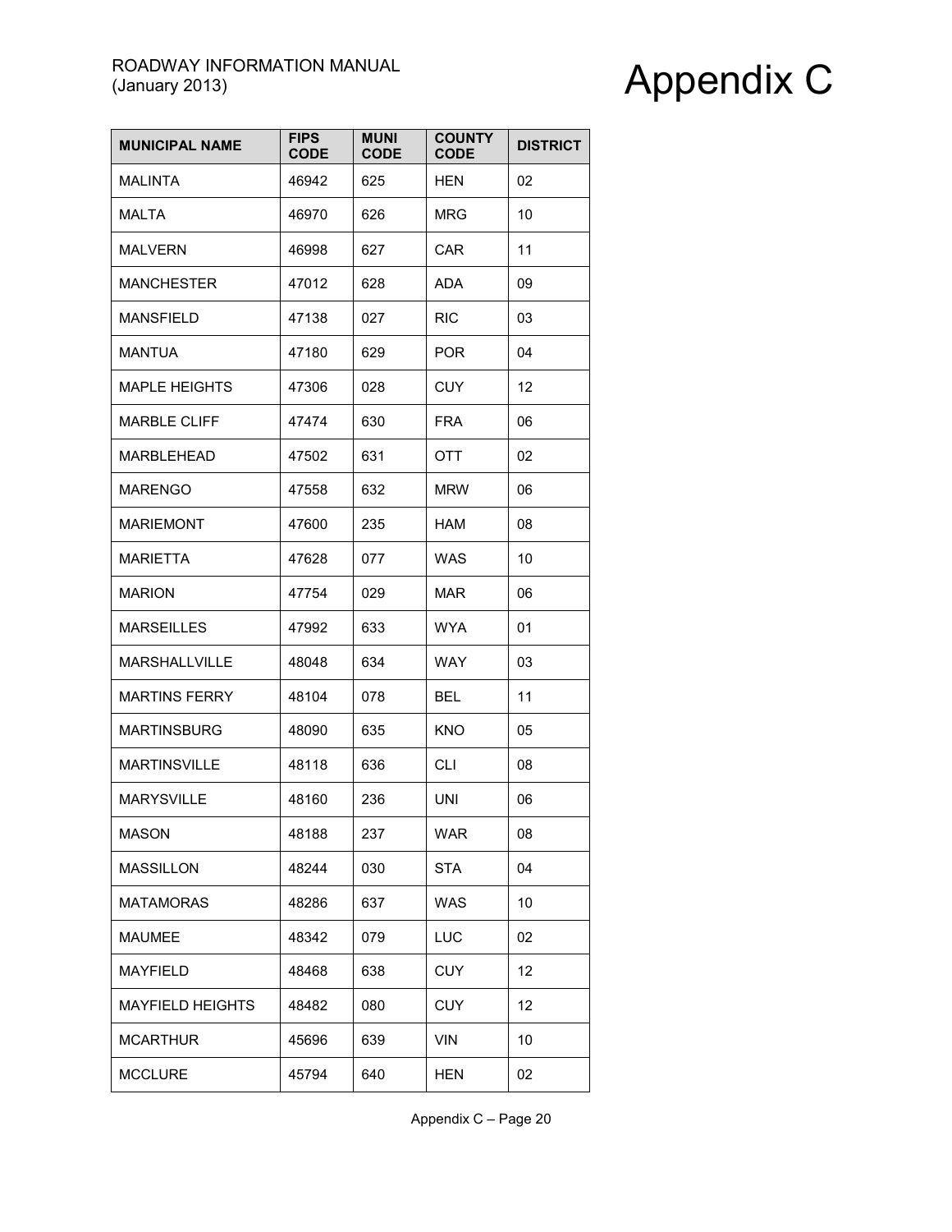| MUNICIPAL NAME | FIPS CODE | MUNI CODE | COUNTY CODE | DISTRICT |
|---|---|---|---|---|
| MALINTA | 46942 | 625 | HEN | 02 |
| MALTA | 46970 | 626 | MRG | 10 |
| MALVERN | 46998 | 627 | CAR | 11 |
| MANCHESTER | 47012 | 628 | ADA | 09 |
| MANSFIELD | 47138 | 027 | RIC | 03 |
| MANTUA | 47180 | 629 | POR | 04 |
| MAPLE HEIGHTS | 47306 | 028 | CUY | 12 |
| MARBLE CLIFF | 47474 | 630 | FRA | 06 |
| MARBLEHEAD | 47502 | 631 | OTT | 02 |
| MARENGO | 47558 | 632 | MRW | 06 |
| MARIEMONT | 47600 | 235 | HAM | 08 |
| MARIETTA | 47628 | 077 | WAS | 10 |
| MARION | 47754 | 029 | MAR | 06 |
| MARSEILLES | 47992 | 633 | WYA | 01 |
| MARSHALLVILLE | 48048 | 634 | WAY | 03 |
| MARTINS FERRY | 48104 | 078 | BEL | 11 |
| MARTINSBURG | 48090 | 635 | KNO | 05 |
| MARTINSVILLE | 48118 | 636 | CLI | 08 |
| MARYSVILLE | 48160 | 236 | UNI | 06 |
| MASON | 48188 | 237 | WAR | 08 |
| MASSILLON | 48244 | 030 | STA | 04 |
| MATAMORAS | 48286 | 637 | WAS | 10 |
| MAUMEE | 48342 | 079 | LUC | 02 |
| MAYFIELD | 48468 | 638 | CUY | 12 |
| MAYFIELD HEIGHTS | 48482 | 080 | CUY | 12 |
| MCARTHUR | 45696 | 639 | VIN | 10 |
| MCCLURE | 45794 | 640 | HEN | 02 |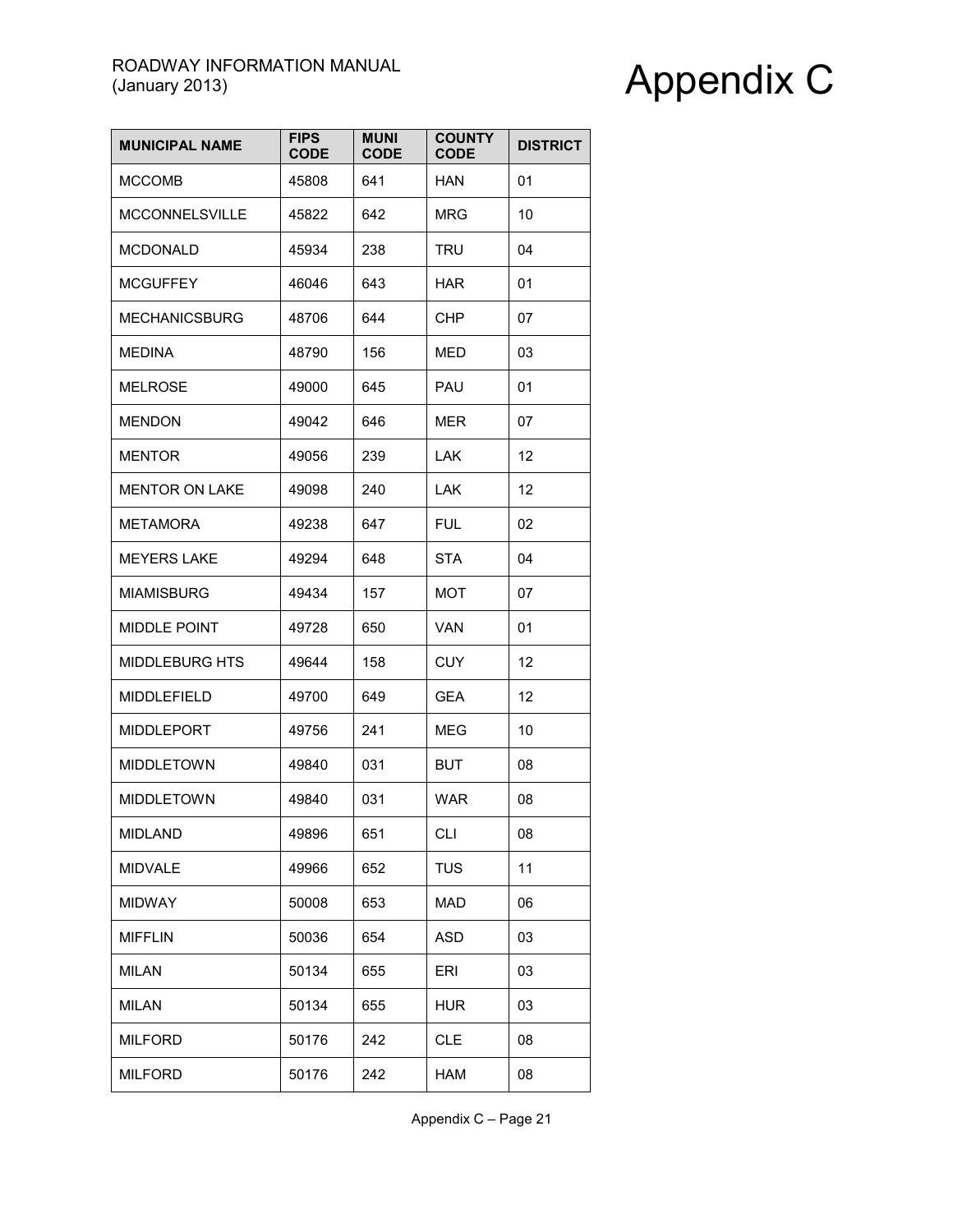| MUNICIPAL NAME | FIPS CODE | MUNI CODE | COUNTY CODE | DISTRICT |
| --- | --- | --- | --- | --- |
| MCCOMB | 45808 | 641 | HAN | 01 |
| MCCONNELSVILLE | 45822 | 642 | MRG | 10 |
| MCDONALD | 45934 | 238 | TRU | 04 |
| MCGUFFEY | 46046 | 643 | HAR | 01 |
| MECHANICSBURG | 48706 | 644 | CHP | 07 |
| MEDINA | 48790 | 156 | MED | 03 |
| MELROSE | 49000 | 645 | PAU | 01 |
| MENDON | 49042 | 646 | MER | 07 |
| MENTOR | 49056 | 239 | LAK | 12 |
| MENTOR ON LAKE | 49098 | 240 | LAK | 12 |
| METAMORA | 49238 | 647 | FUL | 02 |
| MEYERS LAKE | 49294 | 648 | STA | 04 |
| MIAMISBURG | 49434 | 157 | MOT | 07 |
| MIDDLE POINT | 49728 | 650 | VAN | 01 |
| MIDDLEBURG HTS | 49644 | 158 | CUY | 12 |
| MIDDLEFIELD | 49700 | 649 | GEA | 12 |
| MIDDLEPORT | 49756 | 241 | MEG | 10 |
| MIDDLETOWN | 49840 | 031 | BUT | 08 |
| MIDDLETOWN | 49840 | 031 | WAR | 08 |
| MIDLAND | 49896 | 651 | CLI | 08 |
| MIDVALE | 49966 | 652 | TUS | 11 |
| MIDWAY | 50008 | 653 | MAD | 06 |
| MIFFLIN | 50036 | 654 | ASD | 03 |
| MILAN | 50134 | 655 | ERI | 03 |
| MILAN | 50134 | 655 | HUR | 03 |
| MILFORD | 50176 | 242 | CLE | 08 |
| MILFORD | 50176 | 242 | HAM | 08 |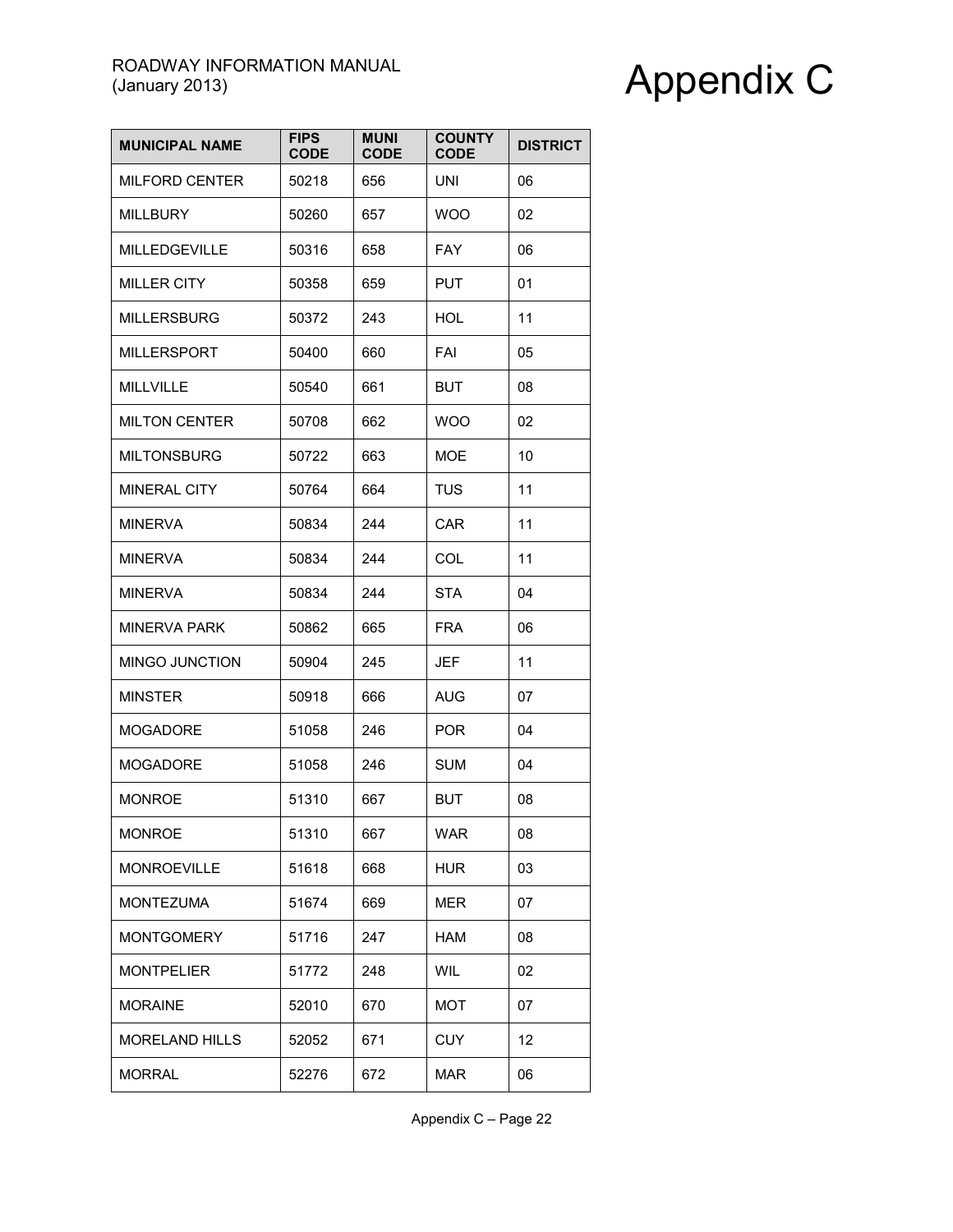| MUNICIPAL NAME | FIPS CODE | MUNI CODE | COUNTY CODE | DISTRICT |
|---|---|---|---|---|
| MILFORD CENTER | 50218 | 656 | UNI | 06 |
| MILLBURY | 50260 | 657 | WOO | 02 |
| MILLEDGEVILLE | 50316 | 658 | FAY | 06 |
| MILLER CITY | 50358 | 659 | PUT | 01 |
| MILLERSBURG | 50372 | 243 | HOL | 11 |
| MILLERSPORT | 50400 | 660 | FAI | 05 |
| MILLVILLE | 50540 | 661 | BUT | 08 |
| MILTON CENTER | 50708 | 662 | WOO | 02 |
| MILTONSBURG | 50722 | 663 | MOE | 10 |
| MINERAL CITY | 50764 | 664 | TUS | 11 |
| MINERVA | 50834 | 244 | CAR | 11 |
| MINERVA | 50834 | 244 | COL | 11 |
| MINERVA | 50834 | 244 | STA | 04 |
| MINERVA PARK | 50862 | 665 | FRA | 06 |
| MINGO JUNCTION | 50904 | 245 | JEF | 11 |
| MINSTER | 50918 | 666 | AUG | 07 |
| MOGADORE | 51058 | 246 | POR | 04 |
| MOGADORE | 51058 | 246 | SUM | 04 |
| MONROE | 51310 | 667 | BUT | 08 |
| MONROE | 51310 | 667 | WAR | 08 |
| MONROEVILLE | 51618 | 668 | HUR | 03 |
| MONTEZUMA | 51674 | 669 | MER | 07 |
| MONTGOMERY | 51716 | 247 | HAM | 08 |
| MONTPELIER | 51772 | 248 | WIL | 02 |
| MORAINE | 52010 | 670 | MOT | 07 |
| MORELAND HILLS | 52052 | 671 | CUY | 12 |
| MORRAL | 52276 | 672 | MAR | 06 |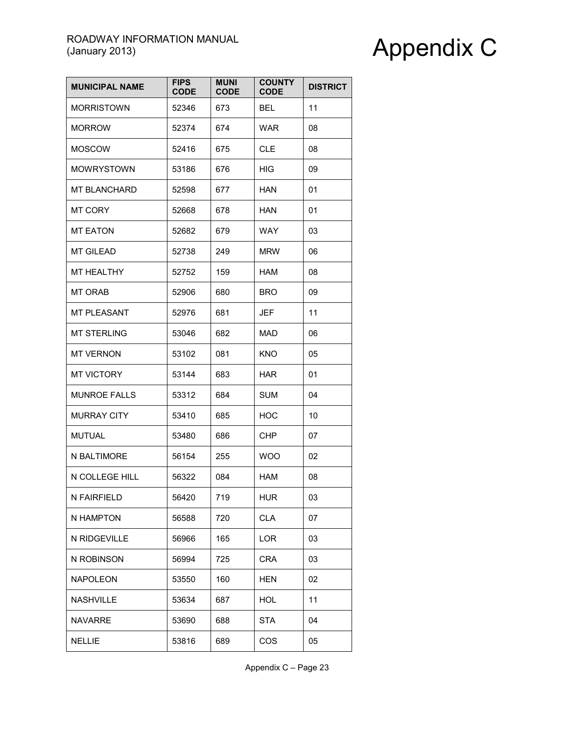| MUNICIPAL NAME | FIPS CODE | MUNI CODE | COUNTY CODE | DISTRICT |
|---|---|---|---|---|
| MORRISTOWN | 52346 | 673 | BEL | 11 |
| MORROW | 52374 | 674 | WAR | 08 |
| MOSCOW | 52416 | 675 | CLE | 08 |
| MOWRYSTOWN | 53186 | 676 | HIG | 09 |
| MT BLANCHARD | 52598 | 677 | HAN | 01 |
| MT CORY | 52668 | 678 | HAN | 01 |
| MT EATON | 52682 | 679 | WAY | 03 |
| MT GILEAD | 52738 | 249 | MRW | 06 |
| MT HEALTHY | 52752 | 159 | HAM | 08 |
| MT ORAB | 52906 | 680 | BRO | 09 |
| MT PLEASANT | 52976 | 681 | JEF | 11 |
| MT STERLING | 53046 | 682 | MAD | 06 |
| MT VERNON | 53102 | 081 | KNO | 05 |
| MT VICTORY | 53144 | 683 | HAR | 01 |
| MUNROE FALLS | 53312 | 684 | SUM | 04 |
| MURRAY CITY | 53410 | 685 | HOC | 10 |
| MUTUAL | 53480 | 686 | CHP | 07 |
| N BALTIMORE | 56154 | 255 | WOO | 02 |
| N COLLEGE HILL | 56322 | 084 | HAM | 08 |
| N FAIRFIELD | 56420 | 719 | HUR | 03 |
| N HAMPTON | 56588 | 720 | CLA | 07 |
| N RIDGEVILLE | 56966 | 165 | LOR | 03 |
| N ROBINSON | 56994 | 725 | CRA | 03 |
| NAPOLEON | 53550 | 160 | HEN | 02 |
| NASHVILLE | 53634 | 687 | HOL | 11 |
| NAVARRE | 53690 | 688 | STA | 04 |
| NELLIE | 53816 | 689 | COS | 05 |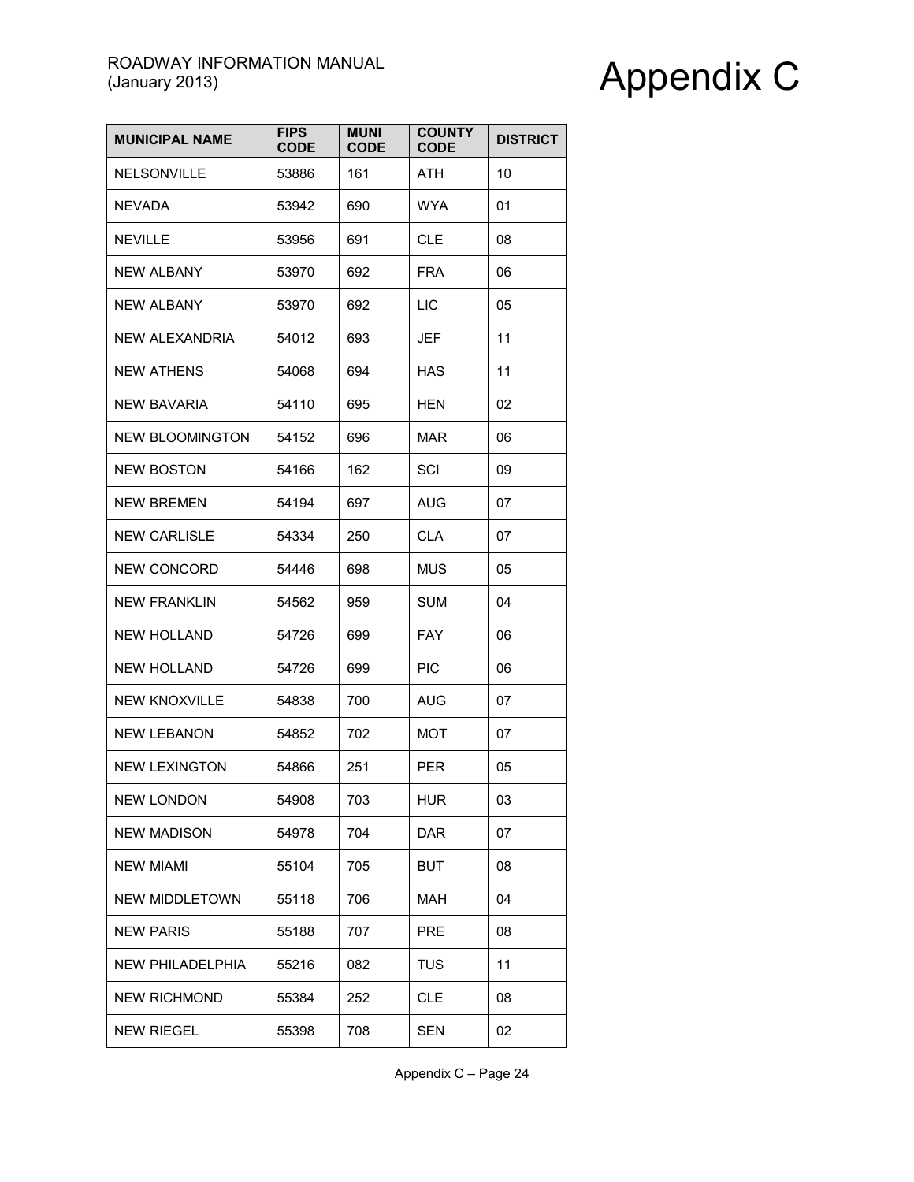| MUNICIPAL NAME | FIPS CODE | MUNI CODE | COUNTY CODE | DISTRICT |
|---|---|---|---|---|
| NELSONVILLE | 53886 | 161 | ATH | 10 |
| NEVADA | 53942 | 690 | WYA | 01 |
| NEVILLE | 53956 | 691 | CLE | 08 |
| NEW ALBANY | 53970 | 692 | FRA | 06 |
| NEW ALBANY | 53970 | 692 | LIC | 05 |
| NEW ALEXANDRIA | 54012 | 693 | JEF | 11 |
| NEW ATHENS | 54068 | 694 | HAS | 11 |
| NEW BAVARIA | 54110 | 695 | HEN | 02 |
| NEW BLOOMINGTON | 54152 | 696 | MAR | 06 |
| NEW BOSTON | 54166 | 162 | SCI | 09 |
| NEW BREMEN | 54194 | 697 | AUG | 07 |
| NEW CARLISLE | 54334 | 250 | CLA | 07 |
| NEW CONCORD | 54446 | 698 | MUS | 05 |
| NEW FRANKLIN | 54562 | 959 | SUM | 04 |
| NEW HOLLAND | 54726 | 699 | FAY | 06 |
| NEW HOLLAND | 54726 | 699 | PIC | 06 |
| NEW KNOXVILLE | 54838 | 700 | AUG | 07 |
| NEW LEBANON | 54852 | 702 | MOT | 07 |
| NEW LEXINGTON | 54866 | 251 | PER | 05 |
| NEW LONDON | 54908 | 703 | HUR | 03 |
| NEW MADISON | 54978 | 704 | DAR | 07 |
| NEW MIAMI | 55104 | 705 | BUT | 08 |
| NEW MIDDLETOWN | 55118 | 706 | MAH | 04 |
| NEW PARIS | 55188 | 707 | PRE | 08 |
| NEW PHILADELPHIA | 55216 | 082 | TUS | 11 |
| NEW RICHMOND | 55384 | 252 | CLE | 08 |
| NEW RIEGEL | 55398 | 708 | SEN | 02 |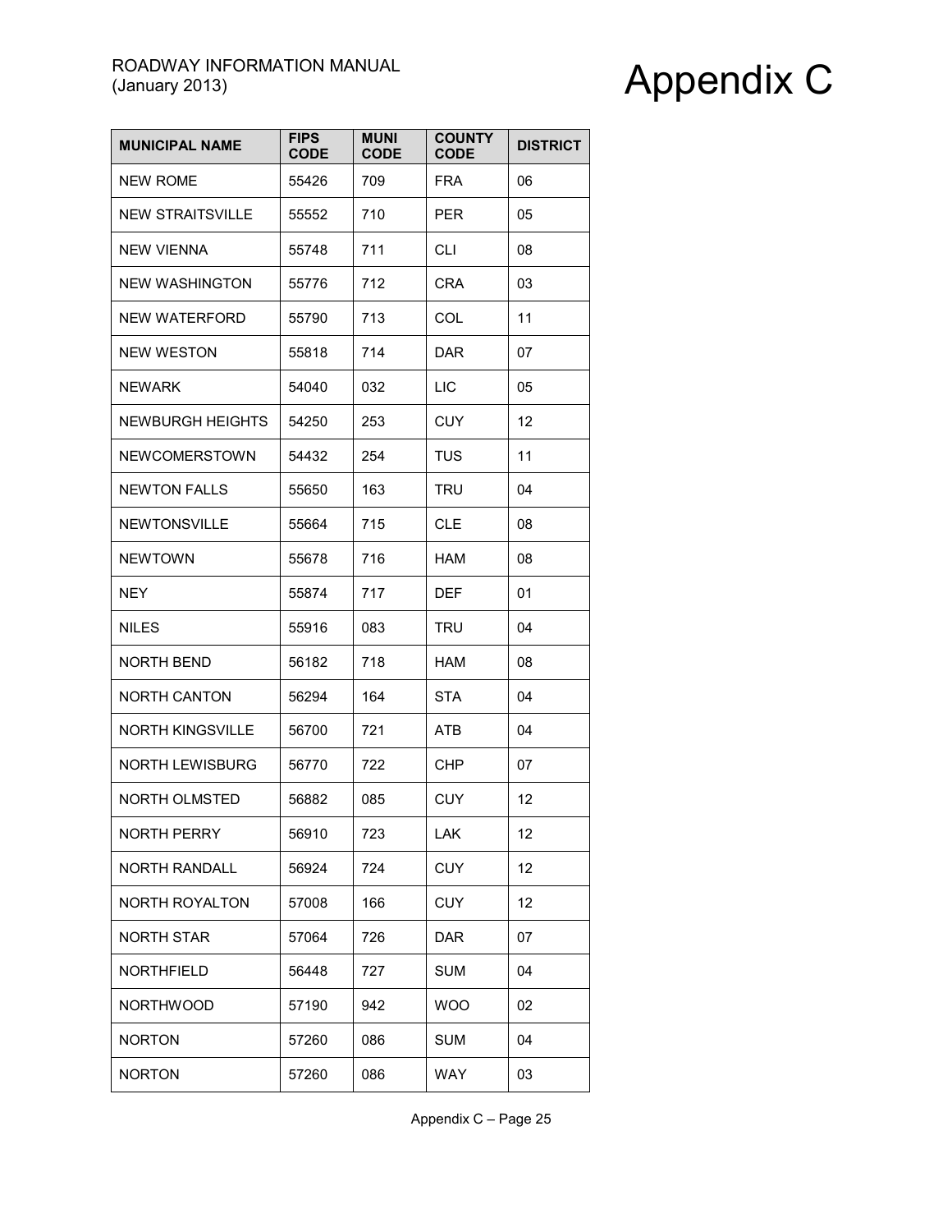| MUNICIPAL NAME | FIPS CODE | MUNI CODE | COUNTY CODE | DISTRICT |
|---|---|---|---|---|
| NEW ROME | 55426 | 709 | FRA | 06 |
| NEW STRAITSVILLE | 55552 | 710 | PER | 05 |
| NEW VIENNA | 55748 | 711 | CLI | 08 |
| NEW WASHINGTON | 55776 | 712 | CRA | 03 |
| NEW WATERFORD | 55790 | 713 | COL | 11 |
| NEW WESTON | 55818 | 714 | DAR | 07 |
| NEWARK | 54040 | 032 | LIC | 05 |
| NEWBURGH HEIGHTS | 54250 | 253 | CUY | 12 |
| NEWCOMERSTOWN | 54432 | 254 | TUS | 11 |
| NEWTON FALLS | 55650 | 163 | TRU | 04 |
| NEWTONSVILLE | 55664 | 715 | CLE | 08 |
| NEWTOWN | 55678 | 716 | HAM | 08 |
| NEY | 55874 | 717 | DEF | 01 |
| NILES | 55916 | 083 | TRU | 04 |
| NORTH BEND | 56182 | 718 | HAM | 08 |
| NORTH CANTON | 56294 | 164 | STA | 04 |
| NORTH KINGSVILLE | 56700 | 721 | ATB | 04 |
| NORTH LEWISBURG | 56770 | 722 | CHP | 07 |
| NORTH OLMSTED | 56882 | 085 | CUY | 12 |
| NORTH PERRY | 56910 | 723 | LAK | 12 |
| NORTH RANDALL | 56924 | 724 | CUY | 12 |
| NORTH ROYALTON | 57008 | 166 | CUY | 12 |
| NORTH STAR | 57064 | 726 | DAR | 07 |
| NORTHFIELD | 56448 | 727 | SUM | 04 |
| NORTHWOOD | 57190 | 942 | WOO | 02 |
| NORTON | 57260 | 086 | SUM | 04 |
| NORTON | 57260 | 086 | WAY | 03 |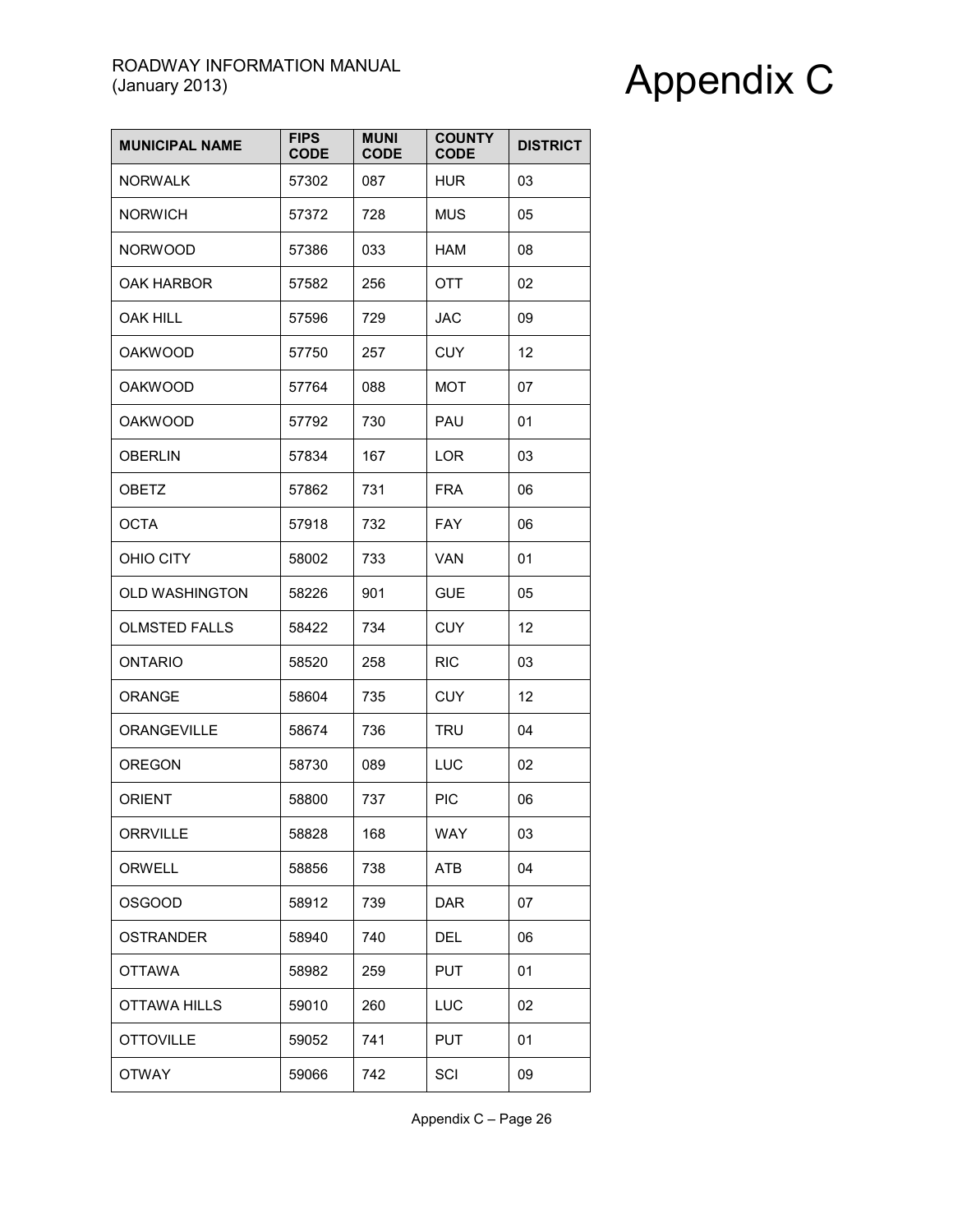| MUNICIPAL NAME | FIPS CODE | MUNI CODE | COUNTY CODE | DISTRICT |
|---|---|---|---|---|
| NORWALK | 57302 | 087 | HUR | 03 |
| NORWICH | 57372 | 728 | MUS | 05 |
| NORWOOD | 57386 | 033 | HAM | 08 |
| OAK HARBOR | 57582 | 256 | OTT | 02 |
| OAK HILL | 57596 | 729 | JAC | 09 |
| OAKWOOD | 57750 | 257 | CUY | 12 |
| OAKWOOD | 57764 | 088 | MOT | 07 |
| OAKWOOD | 57792 | 730 | PAU | 01 |
| OBERLIN | 57834 | 167 | LOR | 03 |
| OBETZ | 57862 | 731 | FRA | 06 |
| OCTA | 57918 | 732 | FAY | 06 |
| OHIO CITY | 58002 | 733 | VAN | 01 |
| OLD WASHINGTON | 58226 | 901 | GUE | 05 |
| OLMSTED FALLS | 58422 | 734 | CUY | 12 |
| ONTARIO | 58520 | 258 | RIC | 03 |
| ORANGE | 58604 | 735 | CUY | 12 |
| ORANGEVILLE | 58674 | 736 | TRU | 04 |
| OREGON | 58730 | 089 | LUC | 02 |
| ORIENT | 58800 | 737 | PIC | 06 |
| ORRVILLE | 58828 | 168 | WAY | 03 |
| ORWELL | 58856 | 738 | ATB | 04 |
| OSGOOD | 58912 | 739 | DAR | 07 |
| OSTRANDER | 58940 | 740 | DEL | 06 |
| OTTAWA | 58982 | 259 | PUT | 01 |
| OTTAWA HILLS | 59010 | 260 | LUC | 02 |
| OTTOVILLE | 59052 | 741 | PUT | 01 |
| OTWAY | 59066 | 742 | SCI | 09 |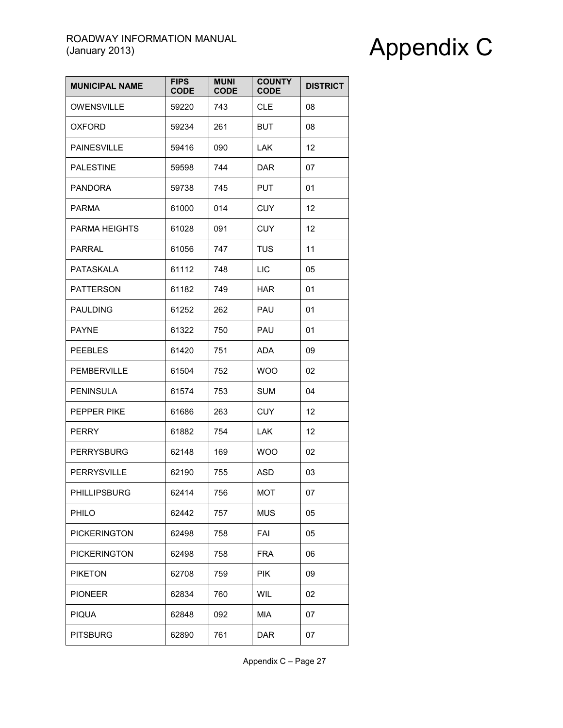| MUNICIPAL NAME | FIPS CODE | MUNI CODE | COUNTY CODE | DISTRICT |
|---|---|---|---|---|
| OWENSVILLE | 59220 | 743 | CLE | 08 |
| OXFORD | 59234 | 261 | BUT | 08 |
| PAINESVILLE | 59416 | 090 | LAK | 12 |
| PALESTINE | 59598 | 744 | DAR | 07 |
| PANDORA | 59738 | 745 | PUT | 01 |
| PARMA | 61000 | 014 | CUY | 12 |
| PARMA HEIGHTS | 61028 | 091 | CUY | 12 |
| PARRAL | 61056 | 747 | TUS | 11 |
| PATASKALA | 61112 | 748 | LIC | 05 |
| PATTERSON | 61182 | 749 | HAR | 01 |
| PAULDING | 61252 | 262 | PAU | 01 |
| PAYNE | 61322 | 750 | PAU | 01 |
| PEEBLES | 61420 | 751 | ADA | 09 |
| PEMBERVILLE | 61504 | 752 | WOO | 02 |
| PENINSULA | 61574 | 753 | SUM | 04 |
| PEPPER PIKE | 61686 | 263 | CUY | 12 |
| PERRY | 61882 | 754 | LAK | 12 |
| PERRYSBURG | 62148 | 169 | WOO | 02 |
| PERRYSVILLE | 62190 | 755 | ASD | 03 |
| PHILLIPSBURG | 62414 | 756 | MOT | 07 |
| PHILO | 62442 | 757 | MUS | 05 |
| PICKERINGTON | 62498 | 758 | FAI | 05 |
| PICKERINGTON | 62498 | 758 | FRA | 06 |
| PIKETON | 62708 | 759 | PIK | 09 |
| PIONEER | 62834 | 760 | WIL | 02 |
| PIQUA | 62848 | 092 | MIA | 07 |
| PITSBURG | 62890 | 761 | DAR | 07 |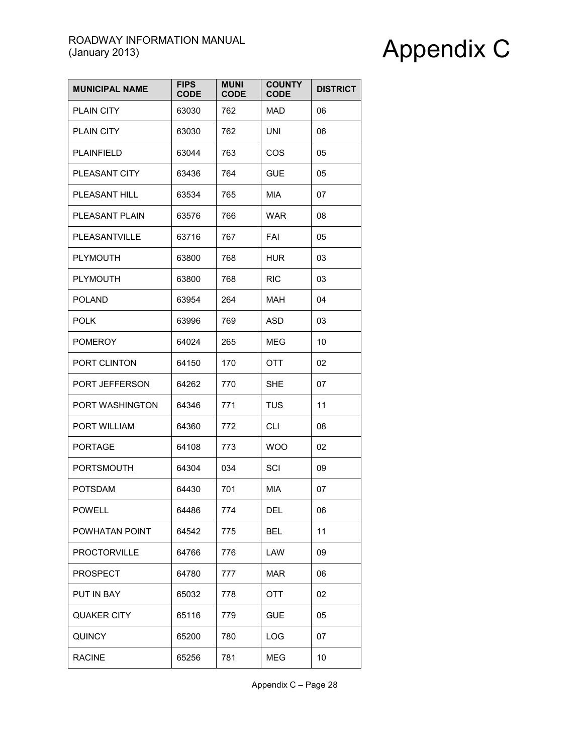| MUNICIPAL NAME | FIPS CODE | MUNI CODE | COUNTY CODE | DISTRICT |
|---|---|---|---|---|
| PLAIN CITY | 63030 | 762 | MAD | 06 |
| PLAIN CITY | 63030 | 762 | UNI | 06 |
| PLAINFIELD | 63044 | 763 | COS | 05 |
| PLEASANT CITY | 63436 | 764 | GUE | 05 |
| PLEASANT HILL | 63534 | 765 | MIA | 07 |
| PLEASANT PLAIN | 63576 | 766 | WAR | 08 |
| PLEASANTVILLE | 63716 | 767 | FAI | 05 |
| PLYMOUTH | 63800 | 768 | HUR | 03 |
| PLYMOUTH | 63800 | 768 | RIC | 03 |
| POLAND | 63954 | 264 | MAH | 04 |
| POLK | 63996 | 769 | ASD | 03 |
| POMEROY | 64024 | 265 | MEG | 10 |
| PORT CLINTON | 64150 | 170 | OTT | 02 |
| PORT JEFFERSON | 64262 | 770 | SHE | 07 |
| PORT WASHINGTON | 64346 | 771 | TUS | 11 |
| PORT WILLIAM | 64360 | 772 | CLI | 08 |
| PORTAGE | 64108 | 773 | WOO | 02 |
| PORTSMOUTH | 64304 | 034 | SCI | 09 |
| POTSDAM | 64430 | 701 | MIA | 07 |
| POWELL | 64486 | 774 | DEL | 06 |
| POWHATAN POINT | 64542 | 775 | BEL | 11 |
| PROCTORVILLE | 64766 | 776 | LAW | 09 |
| PROSPECT | 64780 | 777 | MAR | 06 |
| PUT IN BAY | 65032 | 778 | OTT | 02 |
| QUAKER CITY | 65116 | 779 | GUE | 05 |
| QUINCY | 65200 | 780 | LOG | 07 |
| RACINE | 65256 | 781 | MEG | 10 |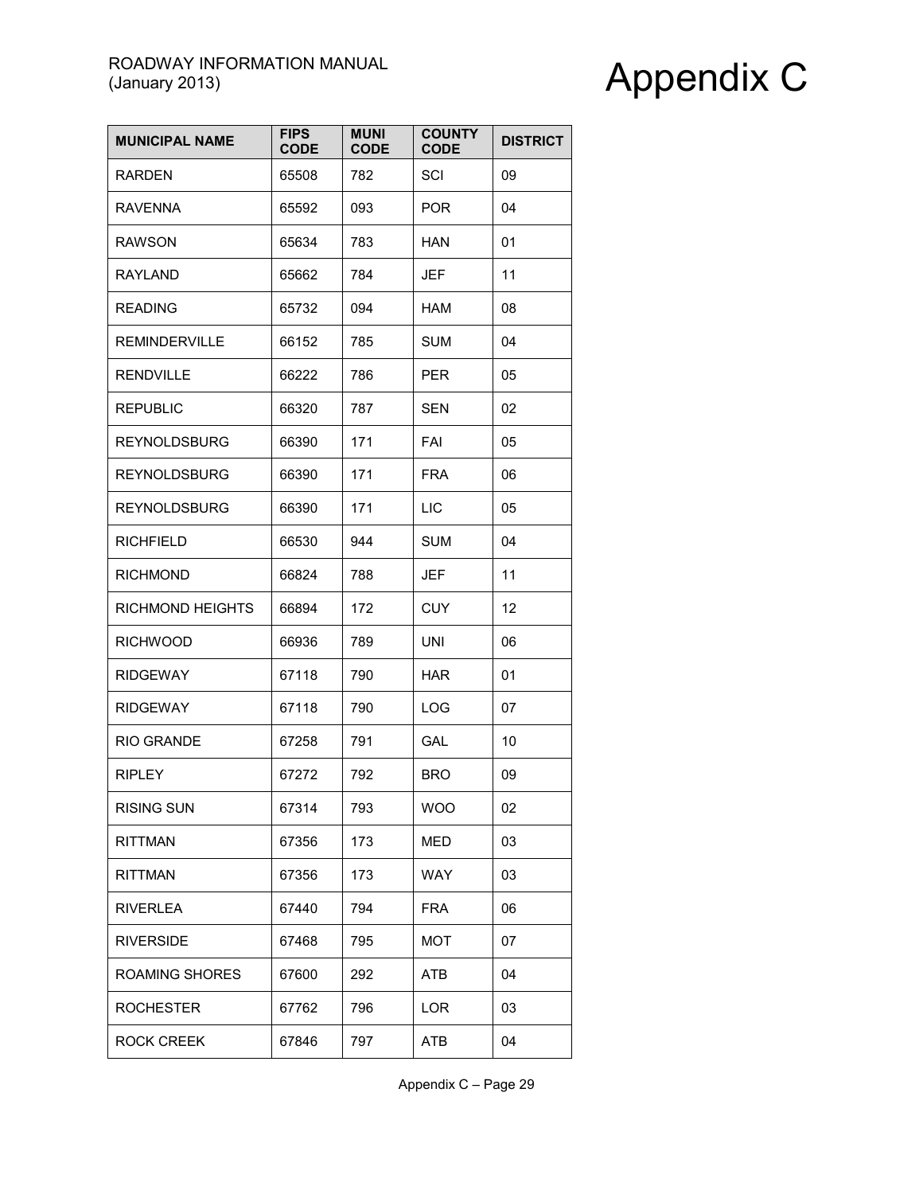| MUNICIPAL NAME | FIPS CODE | MUNI CODE | COUNTY CODE | DISTRICT |
|---|---|---|---|---|
| RARDEN | 65508 | 782 | SCI | 09 |
| RAVENNA | 65592 | 093 | POR | 04 |
| RAWSON | 65634 | 783 | HAN | 01 |
| RAYLAND | 65662 | 784 | JEF | 11 |
| READING | 65732 | 094 | HAM | 08 |
| REMINDERVILLE | 66152 | 785 | SUM | 04 |
| RENDVILLE | 66222 | 786 | PER | 05 |
| REPUBLIC | 66320 | 787 | SEN | 02 |
| REYNOLDSBURG | 66390 | 171 | FAI | 05 |
| REYNOLDSBURG | 66390 | 171 | FRA | 06 |
| REYNOLDSBURG | 66390 | 171 | LIC | 05 |
| RICHFIELD | 66530 | 944 | SUM | 04 |
| RICHMOND | 66824 | 788 | JEF | 11 |
| RICHMOND HEIGHTS | 66894 | 172 | CUY | 12 |
| RICHWOOD | 66936 | 789 | UNI | 06 |
| RIDGEWAY | 67118 | 790 | HAR | 01 |
| RIDGEWAY | 67118 | 790 | LOG | 07 |
| RIO GRANDE | 67258 | 791 | GAL | 10 |
| RIPLEY | 67272 | 792 | BRO | 09 |
| RISING SUN | 67314 | 793 | WOO | 02 |
| RITTMAN | 67356 | 173 | MED | 03 |
| RITTMAN | 67356 | 173 | WAY | 03 |
| RIVERLEA | 67440 | 794 | FRA | 06 |
| RIVERSIDE | 67468 | 795 | MOT | 07 |
| ROAMING SHORES | 67600 | 292 | ATB | 04 |
| ROCHESTER | 67762 | 796 | LOR | 03 |
| ROCK CREEK | 67846 | 797 | ATB | 04 |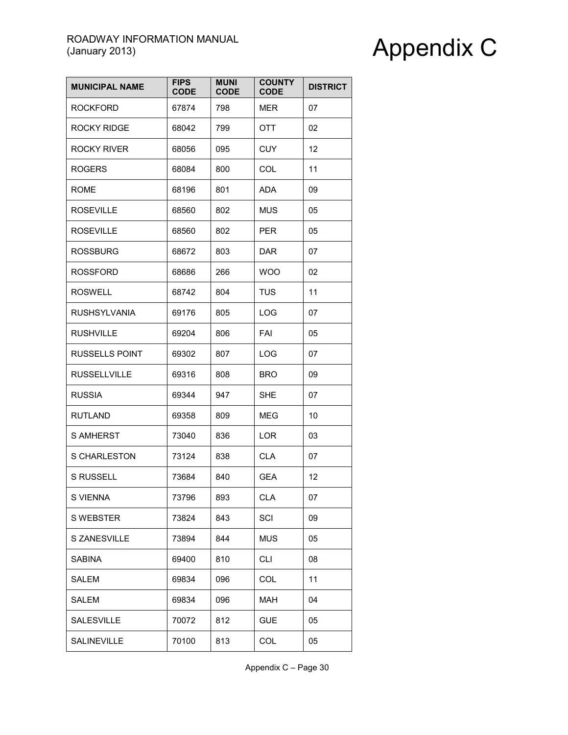| MUNICIPAL NAME | FIPS CODE | MUNI CODE | COUNTY CODE | DISTRICT |
|---|---|---|---|---|
| ROCKFORD | 67874 | 798 | MER | 07 |
| ROCKY RIDGE | 68042 | 799 | OTT | 02 |
| ROCKY RIVER | 68056 | 095 | CUY | 12 |
| ROGERS | 68084 | 800 | COL | 11 |
| ROME | 68196 | 801 | ADA | 09 |
| ROSEVILLE | 68560 | 802 | MUS | 05 |
| ROSEVILLE | 68560 | 802 | PER | 05 |
| ROSSBURG | 68672 | 803 | DAR | 07 |
| ROSSFORD | 68686 | 266 | WOO | 02 |
| ROSWELL | 68742 | 804 | TUS | 11 |
| RUSHSYLVANIA | 69176 | 805 | LOG | 07 |
| RUSHVILLE | 69204 | 806 | FAI | 05 |
| RUSSELLS POINT | 69302 | 807 | LOG | 07 |
| RUSSELLVILLE | 69316 | 808 | BRO | 09 |
| RUSSIA | 69344 | 947 | SHE | 07 |
| RUTLAND | 69358 | 809 | MEG | 10 |
| S AMHERST | 73040 | 836 | LOR | 03 |
| S CHARLESTON | 73124 | 838 | CLA | 07 |
| S RUSSELL | 73684 | 840 | GEA | 12 |
| S VIENNA | 73796 | 893 | CLA | 07 |
| S WEBSTER | 73824 | 843 | SCI | 09 |
| S ZANESVILLE | 73894 | 844 | MUS | 05 |
| SABINA | 69400 | 810 | CLI | 08 |
| SALEM | 69834 | 096 | COL | 11 |
| SALEM | 69834 | 096 | MAH | 04 |
| SALESVILLE | 70072 | 812 | GUE | 05 |
| SALINEVILLE | 70100 | 813 | COL | 05 |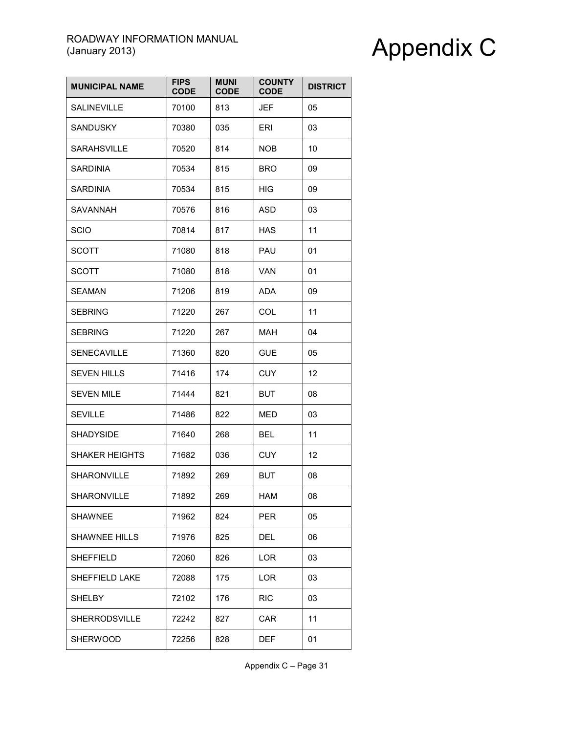| MUNICIPAL NAME | FIPS CODE | MUNI CODE | COUNTY CODE | DISTRICT |
|---|---|---|---|---|
| SALINEVILLE | 70100 | 813 | JEF | 05 |
| SANDUSKY | 70380 | 035 | ERI | 03 |
| SARAHSVILLE | 70520 | 814 | NOB | 10 |
| SARDINIA | 70534 | 815 | BRO | 09 |
| SARDINIA | 70534 | 815 | HIG | 09 |
| SAVANNAH | 70576 | 816 | ASD | 03 |
| SCIO | 70814 | 817 | HAS | 11 |
| SCOTT | 71080 | 818 | PAU | 01 |
| SCOTT | 71080 | 818 | VAN | 01 |
| SEAMAN | 71206 | 819 | ADA | 09 |
| SEBRING | 71220 | 267 | COL | 11 |
| SEBRING | 71220 | 267 | MAH | 04 |
| SENECAVILLE | 71360 | 820 | GUE | 05 |
| SEVEN HILLS | 71416 | 174 | CUY | 12 |
| SEVEN MILE | 71444 | 821 | BUT | 08 |
| SEVILLE | 71486 | 822 | MED | 03 |
| SHADYSIDE | 71640 | 268 | BEL | 11 |
| SHAKER HEIGHTS | 71682 | 036 | CUY | 12 |
| SHARONVILLE | 71892 | 269 | BUT | 08 |
| SHARONVILLE | 71892 | 269 | HAM | 08 |
| SHAWNEE | 71962 | 824 | PER | 05 |
| SHAWNEE HILLS | 71976 | 825 | DEL | 06 |
| SHEFFIELD | 72060 | 826 | LOR | 03 |
| SHEFFIELD LAKE | 72088 | 175 | LOR | 03 |
| SHELBY | 72102 | 176 | RIC | 03 |
| SHERRODSVILLE | 72242 | 827 | CAR | 11 |
| SHERWOOD | 72256 | 828 | DEF | 01 |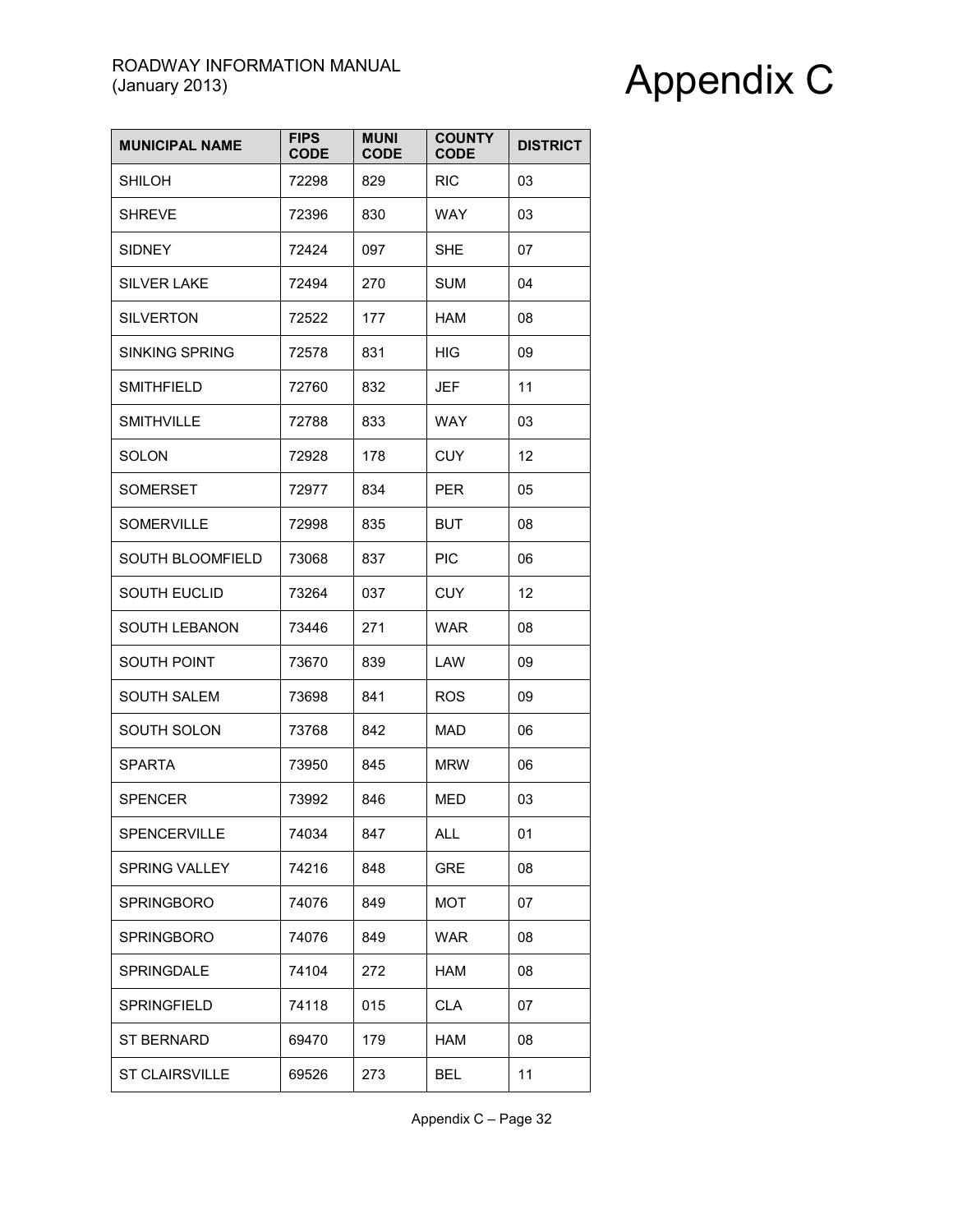| MUNICIPAL NAME | FIPS CODE | MUNI CODE | COUNTY CODE | DISTRICT |
|---|---|---|---|---|
| SHILOH | 72298 | 829 | RIC | 03 |
| SHREVE | 72396 | 830 | WAY | 03 |
| SIDNEY | 72424 | 097 | SHE | 07 |
| SILVER LAKE | 72494 | 270 | SUM | 04 |
| SILVERTON | 72522 | 177 | HAM | 08 |
| SINKING SPRING | 72578 | 831 | HIG | 09 |
| SMITHFIELD | 72760 | 832 | JEF | 11 |
| SMITHVILLE | 72788 | 833 | WAY | 03 |
| SOLON | 72928 | 178 | CUY | 12 |
| SOMERSET | 72977 | 834 | PER | 05 |
| SOMERVILLE | 72998 | 835 | BUT | 08 |
| SOUTH BLOOMFIELD | 73068 | 837 | PIC | 06 |
| SOUTH EUCLID | 73264 | 037 | CUY | 12 |
| SOUTH LEBANON | 73446 | 271 | WAR | 08 |
| SOUTH POINT | 73670 | 839 | LAW | 09 |
| SOUTH SALEM | 73698 | 841 | ROS | 09 |
| SOUTH SOLON | 73768 | 842 | MAD | 06 |
| SPARTA | 73950 | 845 | MRW | 06 |
| SPENCER | 73992 | 846 | MED | 03 |
| SPENCERVILLE | 74034 | 847 | ALL | 01 |
| SPRING VALLEY | 74216 | 848 | GRE | 08 |
| SPRINGBORO | 74076 | 849 | MOT | 07 |
| SPRINGBORO | 74076 | 849 | WAR | 08 |
| SPRINGDALE | 74104 | 272 | HAM | 08 |
| SPRINGFIELD | 74118 | 015 | CLA | 07 |
| ST BERNARD | 69470 | 179 | HAM | 08 |
| ST CLAIRSVILLE | 69526 | 273 | BEL | 11 |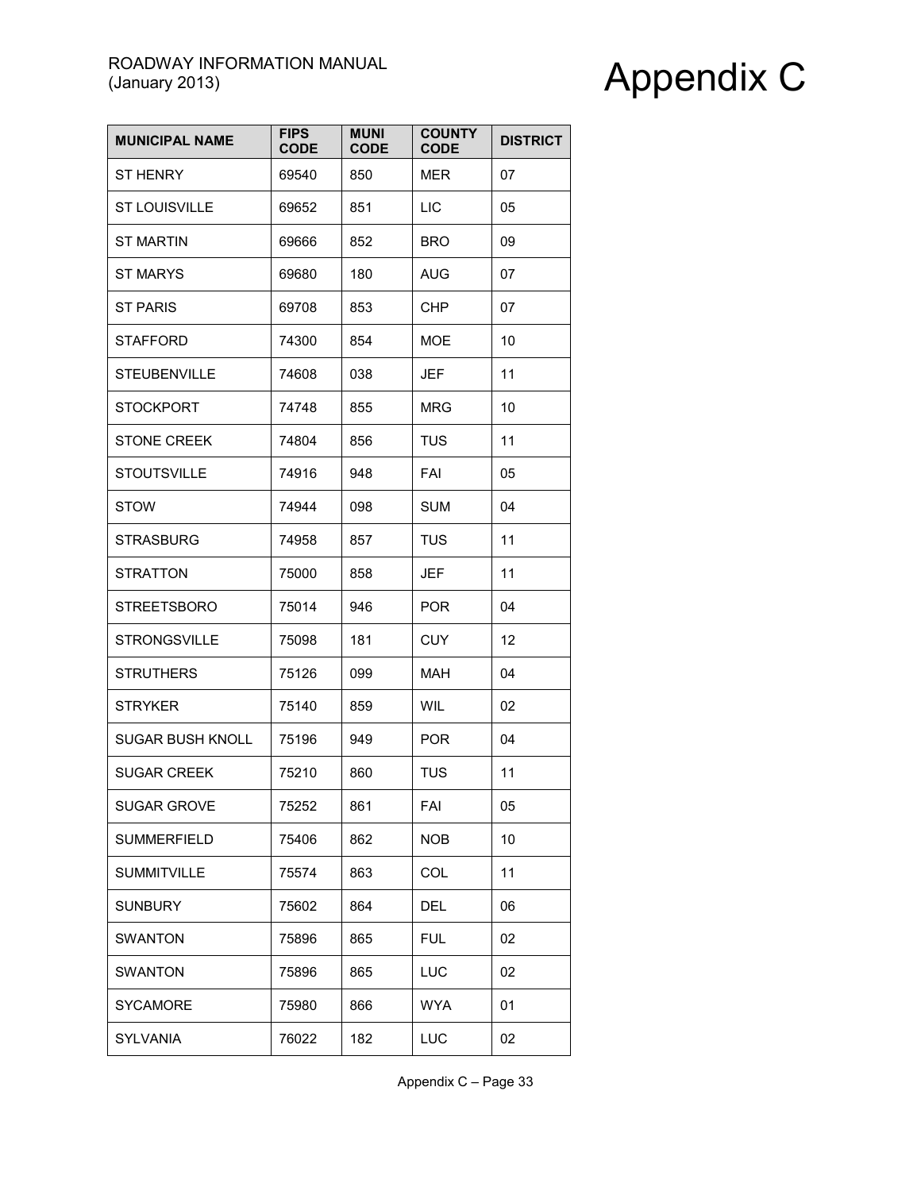| MUNICIPAL NAME | FIPS CODE | MUNI CODE | COUNTY CODE | DISTRICT |
|---|---|---|---|---|
| ST HENRY | 69540 | 850 | MER | 07 |
| ST LOUISVILLE | 69652 | 851 | LIC | 05 |
| ST MARTIN | 69666 | 852 | BRO | 09 |
| ST MARYS | 69680 | 180 | AUG | 07 |
| ST PARIS | 69708 | 853 | CHP | 07 |
| STAFFORD | 74300 | 854 | MOE | 10 |
| STEUBENVILLE | 74608 | 038 | JEF | 11 |
| STOCKPORT | 74748 | 855 | MRG | 10 |
| STONE CREEK | 74804 | 856 | TUS | 11 |
| STOUTSVILLE | 74916 | 948 | FAI | 05 |
| STOW | 74944 | 098 | SUM | 04 |
| STRASBURG | 74958 | 857 | TUS | 11 |
| STRATTON | 75000 | 858 | JEF | 11 |
| STREETSBORO | 75014 | 946 | POR | 04 |
| STRONGSVILLE | 75098 | 181 | CUY | 12 |
| STRUTHERS | 75126 | 099 | MAH | 04 |
| STRYKER | 75140 | 859 | WIL | 02 |
| SUGAR BUSH KNOLL | 75196 | 949 | POR | 04 |
| SUGAR CREEK | 75210 | 860 | TUS | 11 |
| SUGAR GROVE | 75252 | 861 | FAI | 05 |
| SUMMERFIELD | 75406 | 862 | NOB | 10 |
| SUMMITVILLE | 75574 | 863 | COL | 11 |
| SUNBURY | 75602 | 864 | DEL | 06 |
| SWANTON | 75896 | 865 | FUL | 02 |
| SWANTON | 75896 | 865 | LUC | 02 |
| SYCAMORE | 75980 | 866 | WYA | 01 |
| SYLVANIA | 76022 | 182 | LUC | 02 |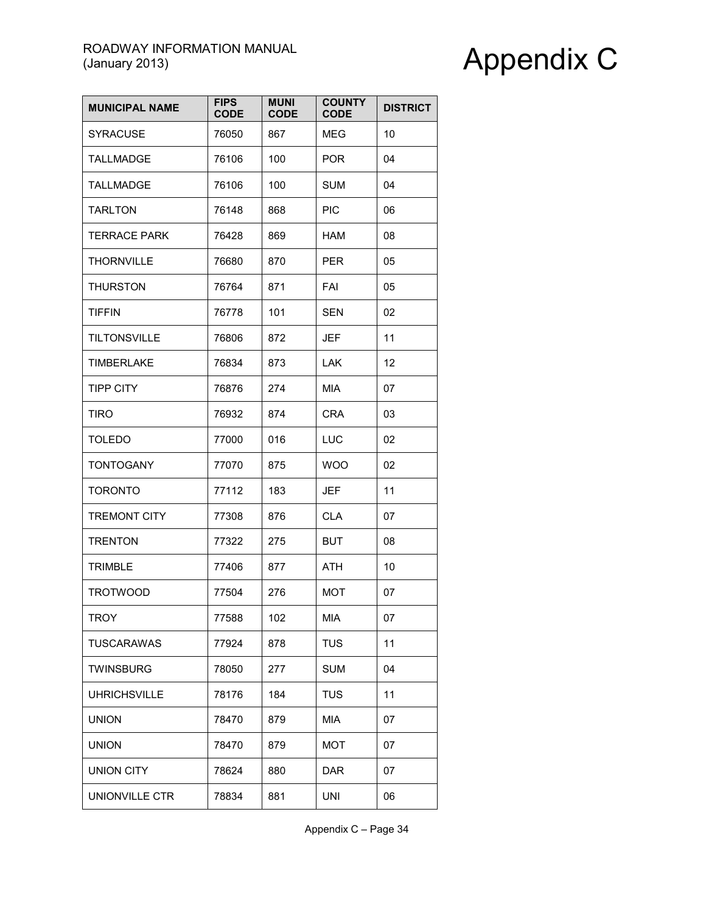| MUNICIPAL NAME | FIPS CODE | MUNI CODE | COUNTY CODE | DISTRICT |
|---|---|---|---|---|
| SYRACUSE | 76050 | 867 | MEG | 10 |
| TALLMADGE | 76106 | 100 | POR | 04 |
| TALLMADGE | 76106 | 100 | SUM | 04 |
| TARLTON | 76148 | 868 | PIC | 06 |
| TERRACE PARK | 76428 | 869 | HAM | 08 |
| THORNVILLE | 76680 | 870 | PER | 05 |
| THURSTON | 76764 | 871 | FAI | 05 |
| TIFFIN | 76778 | 101 | SEN | 02 |
| TILTONSVILLE | 76806 | 872 | JEF | 11 |
| TIMBERLAKE | 76834 | 873 | LAK | 12 |
| TIPP CITY | 76876 | 274 | MIA | 07 |
| TIRO | 76932 | 874 | CRA | 03 |
| TOLEDO | 77000 | 016 | LUC | 02 |
| TONTOGANY | 77070 | 875 | WOO | 02 |
| TORONTO | 77112 | 183 | JEF | 11 |
| TREMONT CITY | 77308 | 876 | CLA | 07 |
| TRENTON | 77322 | 275 | BUT | 08 |
| TRIMBLE | 77406 | 877 | ATH | 10 |
| TROTWOOD | 77504 | 276 | MOT | 07 |
| TROY | 77588 | 102 | MIA | 07 |
| TUSCARAWAS | 77924 | 878 | TUS | 11 |
| TWINSBURG | 78050 | 277 | SUM | 04 |
| UHRICHSVILLE | 78176 | 184 | TUS | 11 |
| UNION | 78470 | 879 | MIA | 07 |
| UNION | 78470 | 879 | MOT | 07 |
| UNION CITY | 78624 | 880 | DAR | 07 |
| UNIONVILLE CTR | 78834 | 881 | UNI | 06 |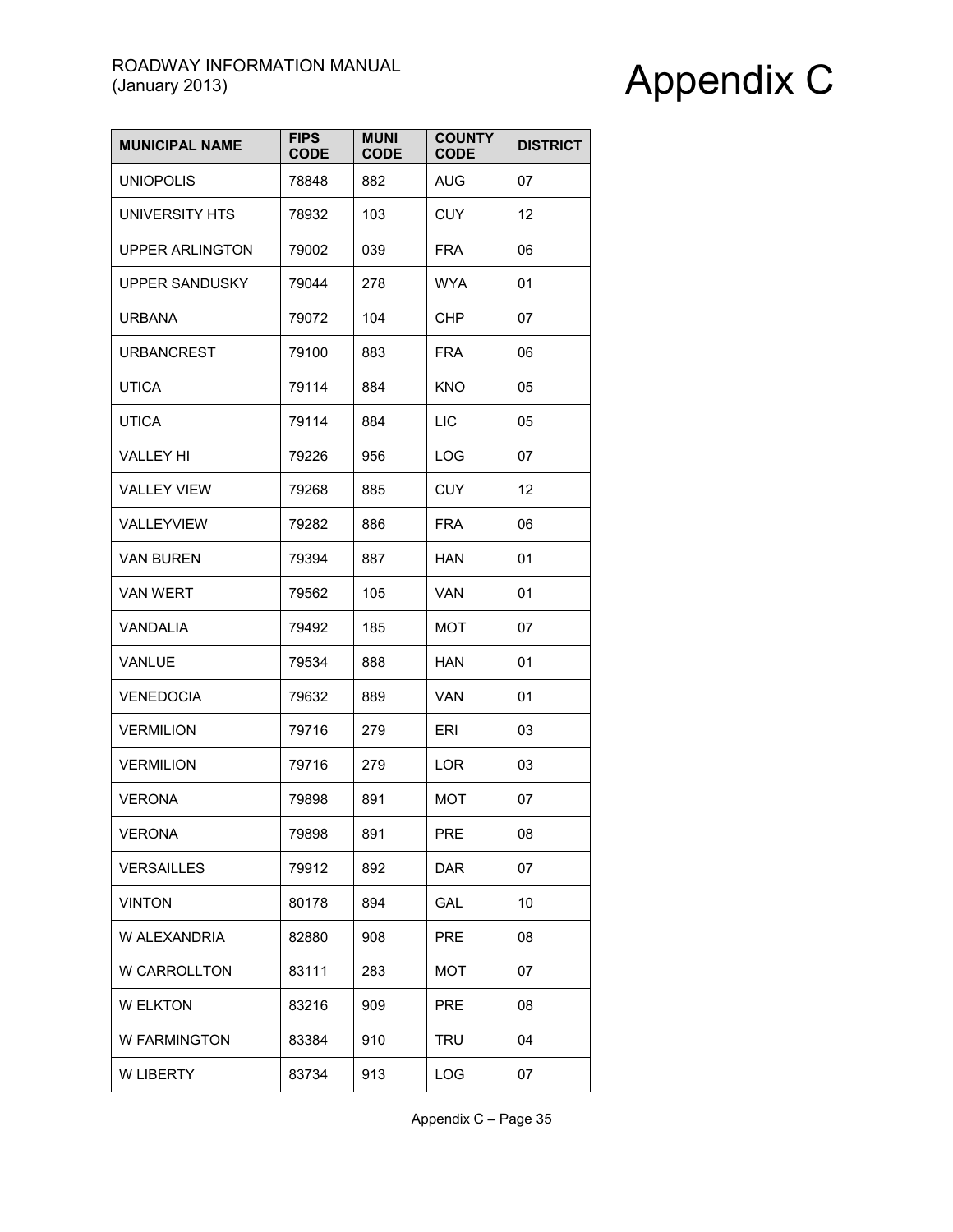| MUNICIPAL NAME | FIPS CODE | MUNI CODE | COUNTY CODE | DISTRICT |
|---|---|---|---|---|
| UNIOPOLIS | 78848 | 882 | AUG | 07 |
| UNIVERSITY HTS | 78932 | 103 | CUY | 12 |
| UPPER ARLINGTON | 79002 | 039 | FRA | 06 |
| UPPER SANDUSKY | 79044 | 278 | WYA | 01 |
| URBANA | 79072 | 104 | CHP | 07 |
| URBANCREST | 79100 | 883 | FRA | 06 |
| UTICA | 79114 | 884 | KNO | 05 |
| UTICA | 79114 | 884 | LIC | 05 |
| VALLEY HI | 79226 | 956 | LOG | 07 |
| VALLEY VIEW | 79268 | 885 | CUY | 12 |
| VALLEYVIEW | 79282 | 886 | FRA | 06 |
| VAN BUREN | 79394 | 887 | HAN | 01 |
| VAN WERT | 79562 | 105 | VAN | 01 |
| VANDALIA | 79492 | 185 | MOT | 07 |
| VANLUE | 79534 | 888 | HAN | 01 |
| VENEDOCIA | 79632 | 889 | VAN | 01 |
| VERMILION | 79716 | 279 | ERI | 03 |
| VERMILION | 79716 | 279 | LOR | 03 |
| VERONA | 79898 | 891 | MOT | 07 |
| VERONA | 79898 | 891 | PRE | 08 |
| VERSAILLES | 79912 | 892 | DAR | 07 |
| VINTON | 80178 | 894 | GAL | 10 |
| W ALEXANDRIA | 82880 | 908 | PRE | 08 |
| W CARROLLTON | 83111 | 283 | MOT | 07 |
| W ELKTON | 83216 | 909 | PRE | 08 |
| W FARMINGTON | 83384 | 910 | TRU | 04 |
| W LIBERTY | 83734 | 913 | LOG | 07 |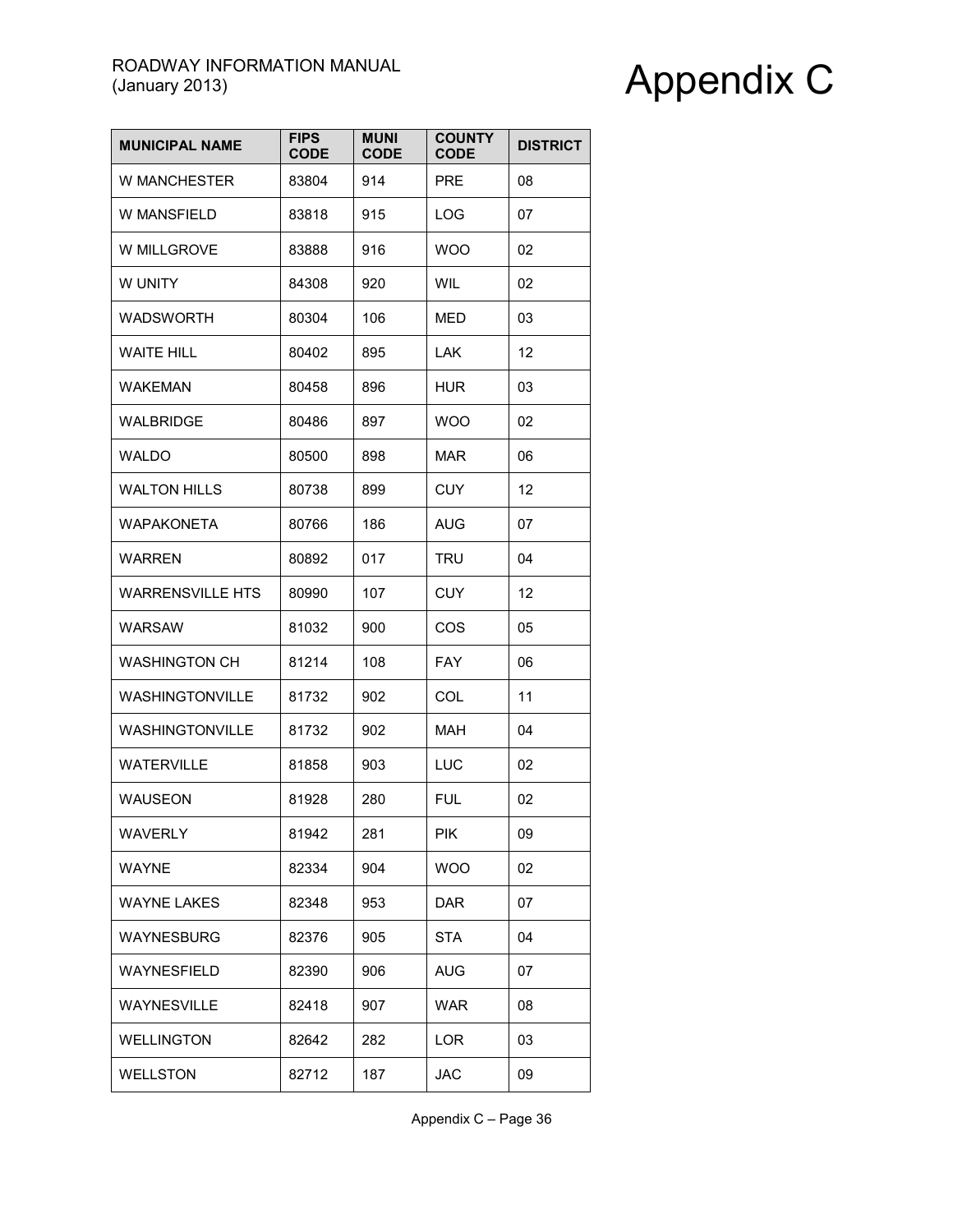| MUNICIPAL NAME | FIPS CODE | MUNI CODE | COUNTY CODE | DISTRICT |
|---|---|---|---|---|
| W MANCHESTER | 83804 | 914 | PRE | 08 |
| W MANSFIELD | 83818 | 915 | LOG | 07 |
| W MILLGROVE | 83888 | 916 | WOO | 02 |
| W UNITY | 84308 | 920 | WIL | 02 |
| WADSWORTH | 80304 | 106 | MED | 03 |
| WAITE HILL | 80402 | 895 | LAK | 12 |
| WAKEMAN | 80458 | 896 | HUR | 03 |
| WALBRIDGE | 80486 | 897 | WOO | 02 |
| WALDO | 80500 | 898 | MAR | 06 |
| WALTON HILLS | 80738 | 899 | CUY | 12 |
| WAPAKONETA | 80766 | 186 | AUG | 07 |
| WARREN | 80892 | 017 | TRU | 04 |
| WARRENSVILLE HTS | 80990 | 107 | CUY | 12 |
| WARSAW | 81032 | 900 | COS | 05 |
| WASHINGTON CH | 81214 | 108 | FAY | 06 |
| WASHINGTONVILLE | 81732 | 902 | COL | 11 |
| WASHINGTONVILLE | 81732 | 902 | MAH | 04 |
| WATERVILLE | 81858 | 903 | LUC | 02 |
| WAUSEON | 81928 | 280 | FUL | 02 |
| WAVERLY | 81942 | 281 | PIK | 09 |
| WAYNE | 82334 | 904 | WOO | 02 |
| WAYNE LAKES | 82348 | 953 | DAR | 07 |
| WAYNESBURG | 82376 | 905 | STA | 04 |
| WAYNESFIELD | 82390 | 906 | AUG | 07 |
| WAYNESVILLE | 82418 | 907 | WAR | 08 |
| WELLINGTON | 82642 | 282 | LOR | 03 |
| WELLSTON | 82712 | 187 | JAC | 09 |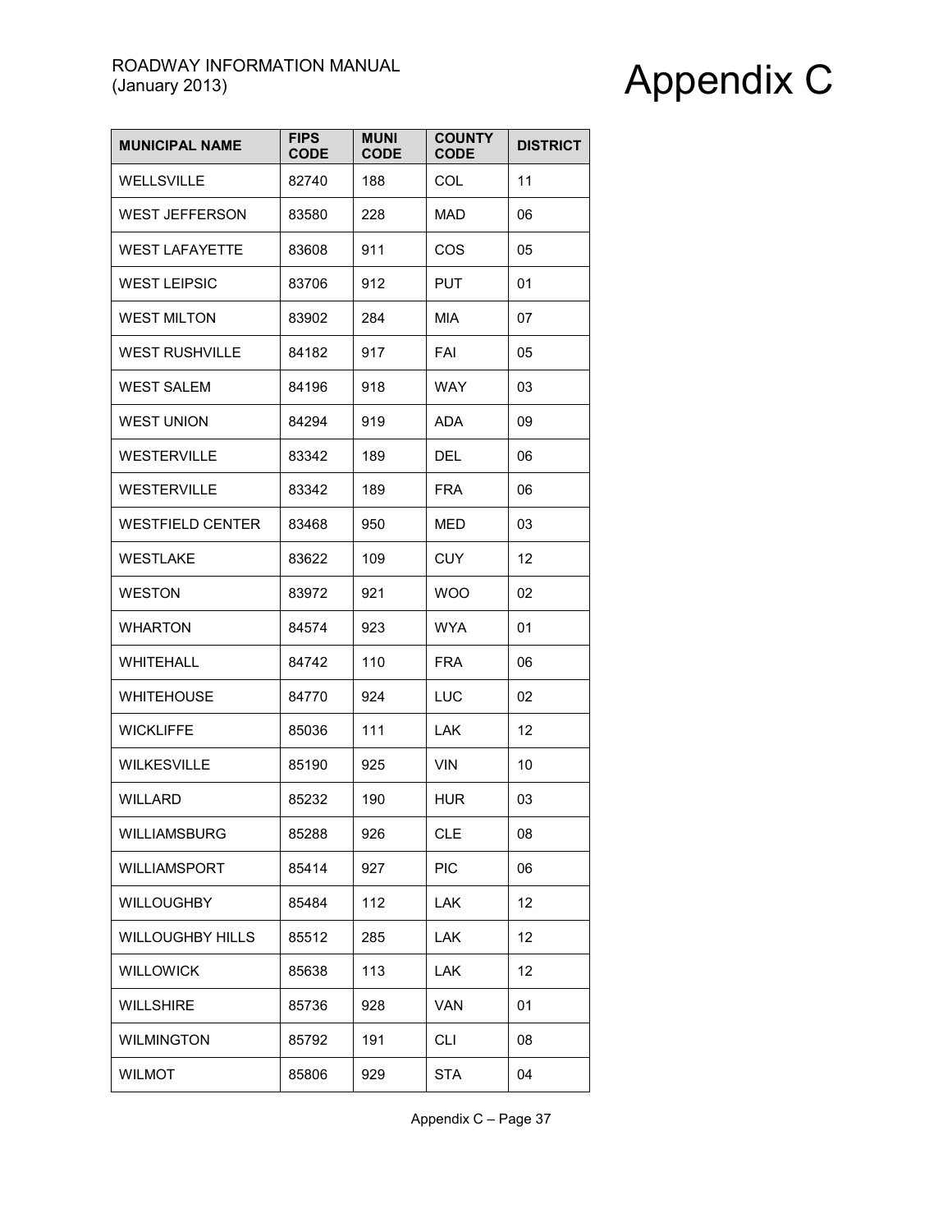| MUNICIPAL NAME | FIPS CODE | MUNI CODE | COUNTY CODE | DISTRICT |
|---|---|---|---|---|
| WELLSVILLE | 82740 | 188 | COL | 11 |
| WEST JEFFERSON | 83580 | 228 | MAD | 06 |
| WEST LAFAYETTE | 83608 | 911 | COS | 05 |
| WEST LEIPSIC | 83706 | 912 | PUT | 01 |
| WEST MILTON | 83902 | 284 | MIA | 07 |
| WEST RUSHVILLE | 84182 | 917 | FAI | 05 |
| WEST SALEM | 84196 | 918 | WAY | 03 |
| WEST UNION | 84294 | 919 | ADA | 09 |
| WESTERVILLE | 83342 | 189 | DEL | 06 |
| WESTERVILLE | 83342 | 189 | FRA | 06 |
| WESTFIELD CENTER | 83468 | 950 | MED | 03 |
| WESTLAKE | 83622 | 109 | CUY | 12 |
| WESTON | 83972 | 921 | WOO | 02 |
| WHARTON | 84574 | 923 | WYA | 01 |
| WHITEHALL | 84742 | 110 | FRA | 06 |
| WHITEHOUSE | 84770 | 924 | LUC | 02 |
| WICKLIFFE | 85036 | 111 | LAK | 12 |
| WILKESVILLE | 85190 | 925 | VIN | 10 |
| WILLARD | 85232 | 190 | HUR | 03 |
| WILLIAMSBURG | 85288 | 926 | CLE | 08 |
| WILLIAMSPORT | 85414 | 927 | PIC | 06 |
| WILLOUGHBY | 85484 | 112 | LAK | 12 |
| WILLOUGHBY HILLS | 85512 | 285 | LAK | 12 |
| WILLOWICK | 85638 | 113 | LAK | 12 |
| WILLSHIRE | 85736 | 928 | VAN | 01 |
| WILMINGTON | 85792 | 191 | CLI | 08 |
| WILMOT | 85806 | 929 | STA | 04 |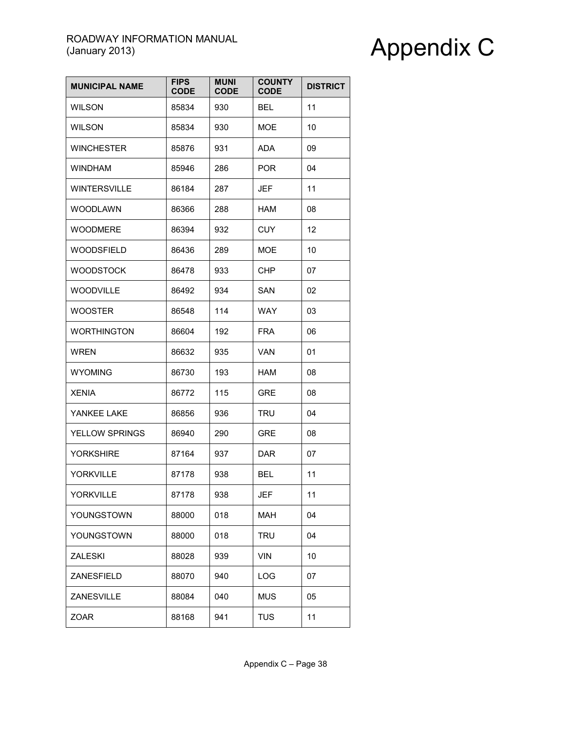| MUNICIPAL NAME | FIPS CODE | MUNI CODE | COUNTY CODE | DISTRICT |
|---|---|---|---|---|
| WILSON | 85834 | 930 | BEL | 11 |
| WILSON | 85834 | 930 | MOE | 10 |
| WINCHESTER | 85876 | 931 | ADA | 09 |
| WINDHAM | 85946 | 286 | POR | 04 |
| WINTERSVILLE | 86184 | 287 | JEF | 11 |
| WOODLAWN | 86366 | 288 | HAM | 08 |
| WOODMERE | 86394 | 932 | CUY | 12 |
| WOODSFIELD | 86436 | 289 | MOE | 10 |
| WOODSTOCK | 86478 | 933 | CHP | 07 |
| WOODVILLE | 86492 | 934 | SAN | 02 |
| WOOSTER | 86548 | 114 | WAY | 03 |
| WORTHINGTON | 86604 | 192 | FRA | 06 |
| WREN | 86632 | 935 | VAN | 01 |
| WYOMING | 86730 | 193 | HAM | 08 |
| XENIA | 86772 | 115 | GRE | 08 |
| YANKEE LAKE | 86856 | 936 | TRU | 04 |
| YELLOW SPRINGS | 86940 | 290 | GRE | 08 |
| YORKSHIRE | 87164 | 937 | DAR | 07 |
| YORKVILLE | 87178 | 938 | BEL | 11 |
| YORKVILLE | 87178 | 938 | JEF | 11 |
| YOUNGSTOWN | 88000 | 018 | MAH | 04 |
| YOUNGSTOWN | 88000 | 018 | TRU | 04 |
| ZALESKI | 88028 | 939 | VIN | 10 |
| ZANESFIELD | 88070 | 940 | LOG | 07 |
| ZANESVILLE | 88084 | 040 | MUS | 05 |
| ZOAR | 88168 | 941 | TUS | 11 |